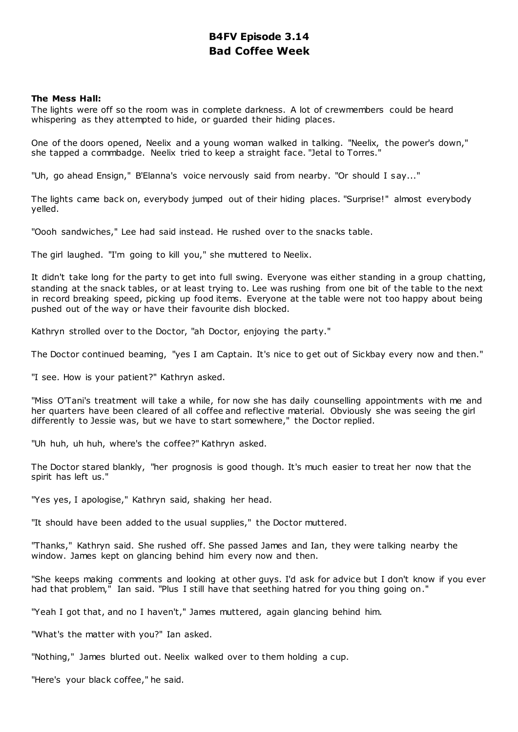# B4FV Episode 3.14
## Bad Coffee Week

**The Mess Hall:**
The lights were off so the room was in complete darkness. A lot of crewmembers could be heard whispering as they attempted to hide, or guarded their hiding places.

One of the doors opened, Neelix and a young woman walked in talking. "Neelix, the power's down," she tapped a commbadge. Neelix tried to keep a straight face. "Jetal to Torres."

"Uh, go ahead Ensign," B'Elanna's voice nervously said from nearby. "Or should I say..."

The lights came back on, everybody jumped out of their hiding places. "Surprise!" almost everybody yelled.

"Oooh sandwiches," Lee had said instead. He rushed over to the snacks table.

The girl laughed. "I'm going to kill you," she muttered to Neelix.

It didn't take long for the party to get into full swing. Everyone was either standing in a group chatting, standing at the snack tables, or at least trying to. Lee was rushing from one bit of the table to the next in record breaking speed, picking up food items. Everyone at the table were not too happy about being pushed out of the way or have their favourite dish blocked.

Kathryn strolled over to the Doctor, "ah Doctor, enjoying the party."

The Doctor continued beaming, "yes I am Captain. It's nice to get out of Sickbay every now and then."

"I see. How is your patient?" Kathryn asked.

"Miss O'Tani's treatment will take a while, for now she has daily counselling appointments with me and her quarters have been cleared of all coffee and reflective material. Obviously she was seeing the girl differently to Jessie was, but we have to start somewhere," the Doctor replied.

"Uh huh, uh huh, where's the coffee?" Kathryn asked.

The Doctor stared blankly, "her prognosis is good though. It's much easier to treat her now that the spirit has left us."

"Yes yes, I apologise," Kathryn said, shaking her head.

"It should have been added to the usual supplies," the Doctor muttered.

"Thanks," Kathryn said. She rushed off. She passed James and Ian, they were talking nearby the window. James kept on glancing behind him every now and then.

"She keeps making comments and looking at other guys. I'd ask for advice but I don't know if you ever had that problem," Ian said. "Plus I still have that seething hatred for you thing going on."

"Yeah I got that, and no I haven't," James muttered, again glancing behind him.

"What's the matter with you?" Ian asked.

"Nothing," James blurted out. Neelix walked over to them holding a cup.

"Here's your black coffee," he said.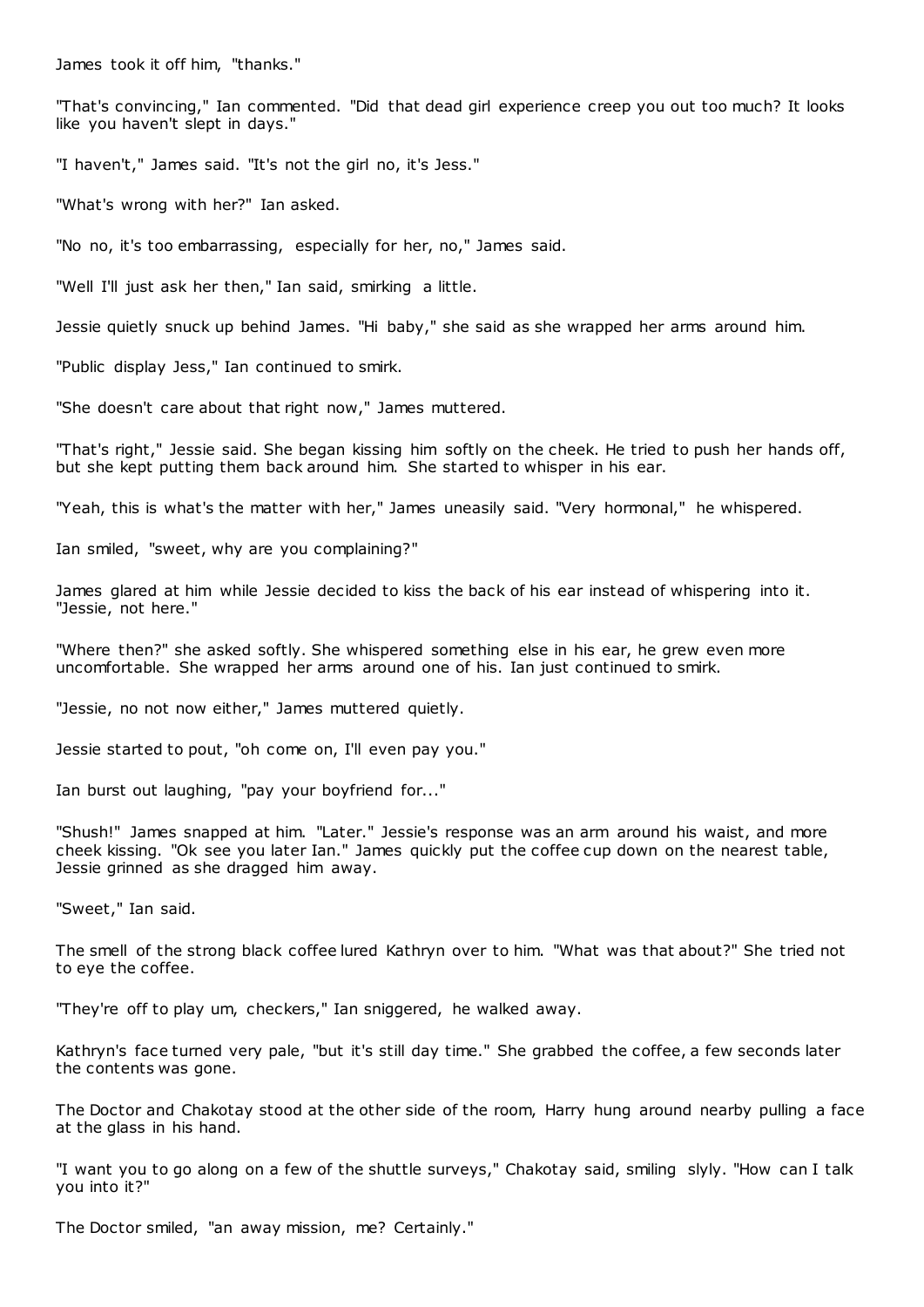James took it off him, "thanks."

"That's convincing," Ian commented. "Did that dead girl experience creep you out too much? It looks like you haven't slept in days."

"I haven't," James said. "It's not the girl no, it's Jess."

"What's wrong with her?" Ian asked.

"No no, it's too embarrassing, especially for her, no," James said.

"Well I'll just ask her then," Ian said, smirking a little.

Jessie quietly snuck up behind James. "Hi baby," she said as she wrapped her arms around him.

"Public display Jess," Ian continued to smirk.

"She doesn't care about that right now," James muttered.

"That's right," Jessie said. She began kissing him softly on the cheek. He tried to push her hands off, but she kept putting them back around him. She started to whisper in his ear.

"Yeah, this is what's the matter with her," James uneasily said. "Very hormonal," he whispered.

Ian smiled, "sweet, why are you complaining?"

James glared at him while Jessie decided to kiss the back of his ear instead of whispering into it. "Jessie, not here."

"Where then?" she asked softly. She whispered something else in his ear, he grew even more uncomfortable. She wrapped her arms around one of his. Ian just continued to smirk.

"Jessie, no not now either," James muttered quietly.

Jessie started to pout, "oh come on, I'll even pay you."

Ian burst out laughing, "pay your boyfriend for..."

"Shush!" James snapped at him. "Later." Jessie's response was an arm around his waist, and more cheek kissing. "Ok see you later Ian." James quickly put the coffee cup down on the nearest table, Jessie grinned as she dragged him away.

"Sweet," Ian said.

The smell of the strong black coffee lured Kathryn over to him. "What was that about?" She tried not to eye the coffee.

"They're off to play um, checkers," Ian sniggered, he walked away.

Kathryn's face turned very pale, "but it's still day time." She grabbed the coffee, a few seconds later the contents was gone.

The Doctor and Chakotay stood at the other side of the room, Harry hung around nearby pulling a face at the glass in his hand.

"I want you to go along on a few of the shuttle surveys," Chakotay said, smiling slyly. "How can I talk you into it?"

The Doctor smiled, "an away mission, me? Certainly."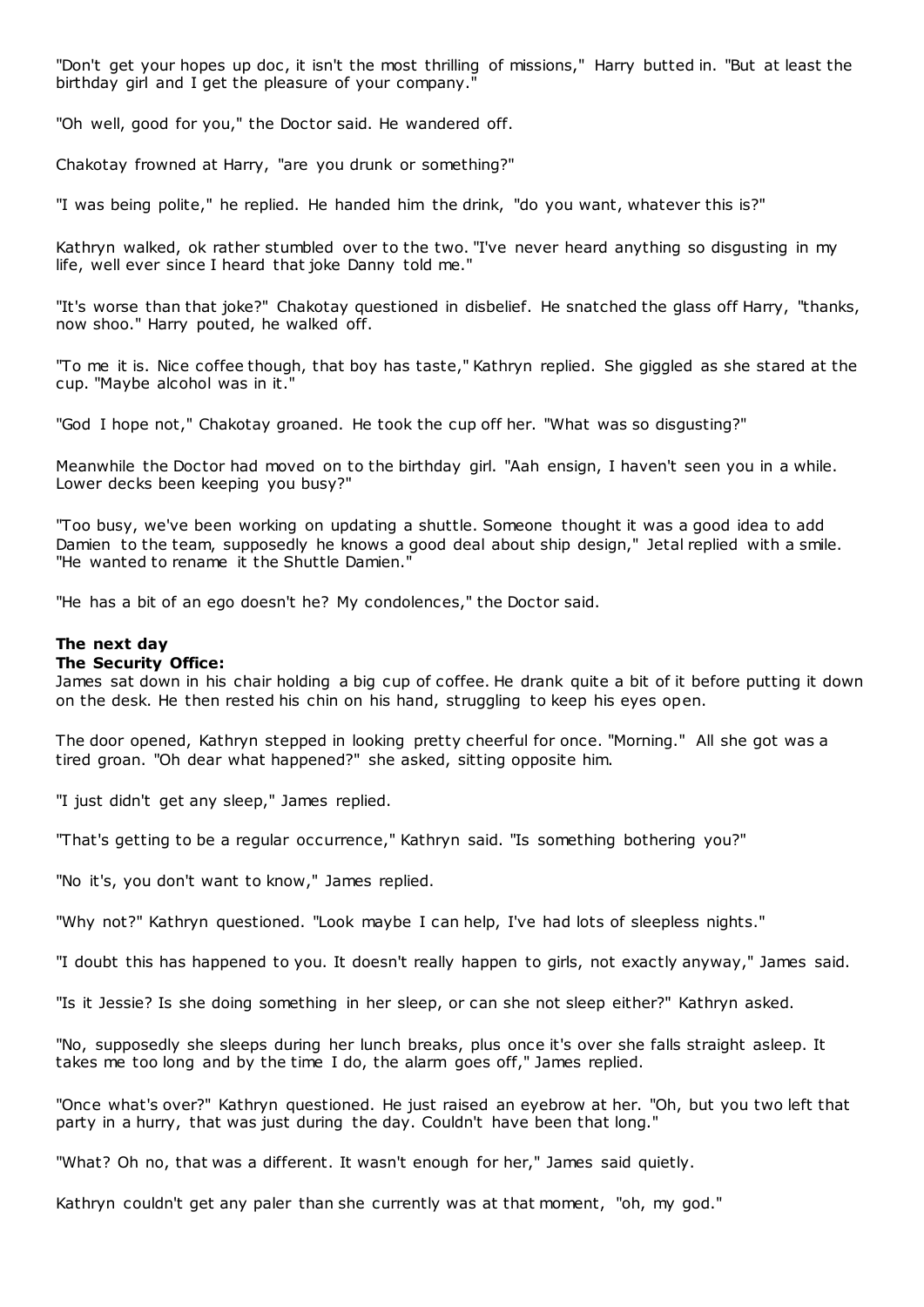"Don't get your hopes up doc, it isn't the most thrilling of missions," Harry butted in. "But at least the birthday girl and I get the pleasure of your company."

"Oh well, good for you," the Doctor said. He wandered off.

Chakotay frowned at Harry, "are you drunk or something?"

"I was being polite," he replied. He handed him the drink, "do you want, whatever this is?"

Kathryn walked, ok rather stumbled over to the two. "I've never heard anything so disgusting in my life, well ever since I heard that joke Danny told me."

"It's worse than that joke?" Chakotay questioned in disbelief. He snatched the glass off Harry, "thanks, now shoo." Harry pouted, he walked off.

"To me it is. Nice coffee though, that boy has taste," Kathryn replied. She giggled as she stared at the cup. "Maybe alcohol was in it."

"God I hope not," Chakotay groaned. He took the cup off her. "What was so disgusting?"

Meanwhile the Doctor had moved on to the birthday girl. "Aah ensign, I haven't seen you in a while. Lower decks been keeping you busy?"

"Too busy, we've been working on updating a shuttle. Someone thought it was a good idea to add Damien to the team, supposedly he knows a good deal about ship design," Jetal replied with a smile. "He wanted to rename it the Shuttle Damien."

"He has a bit of an ego doesn't he? My condolences," the Doctor said.

**The next day**
**The Security Office:**
James sat down in his chair holding a big cup of coffee. He drank quite a bit of it before putting it down on the desk. He then rested his chin on his hand, struggling to keep his eyes open.

The door opened, Kathryn stepped in looking pretty cheerful for once. "Morning." All she got was a tired groan. "Oh dear what happened?" she asked, sitting opposite him.

"I just didn't get any sleep," James replied.

"That's getting to be a regular occurrence," Kathryn said. "Is something bothering you?"

"No it's, you don't want to know," James replied.

"Why not?" Kathryn questioned. "Look maybe I can help, I've had lots of sleepless nights."

"I doubt this has happened to you. It doesn't really happen to girls, not exactly anyway," James said.

"Is it Jessie? Is she doing something in her sleep, or can she not sleep either?" Kathryn asked.

"No, supposedly she sleeps during her lunch breaks, plus once it's over she falls straight asleep. It takes me too long and by the time I do, the alarm goes off," James replied.

"Once what's over?" Kathryn questioned. He just raised an eyebrow at her. "Oh, but you two left that party in a hurry, that was just during the day. Couldn't have been that long."

"What? Oh no, that was a different. It wasn't enough for her," James said quietly.

Kathryn couldn't get any paler than she currently was at that moment, "oh, my god."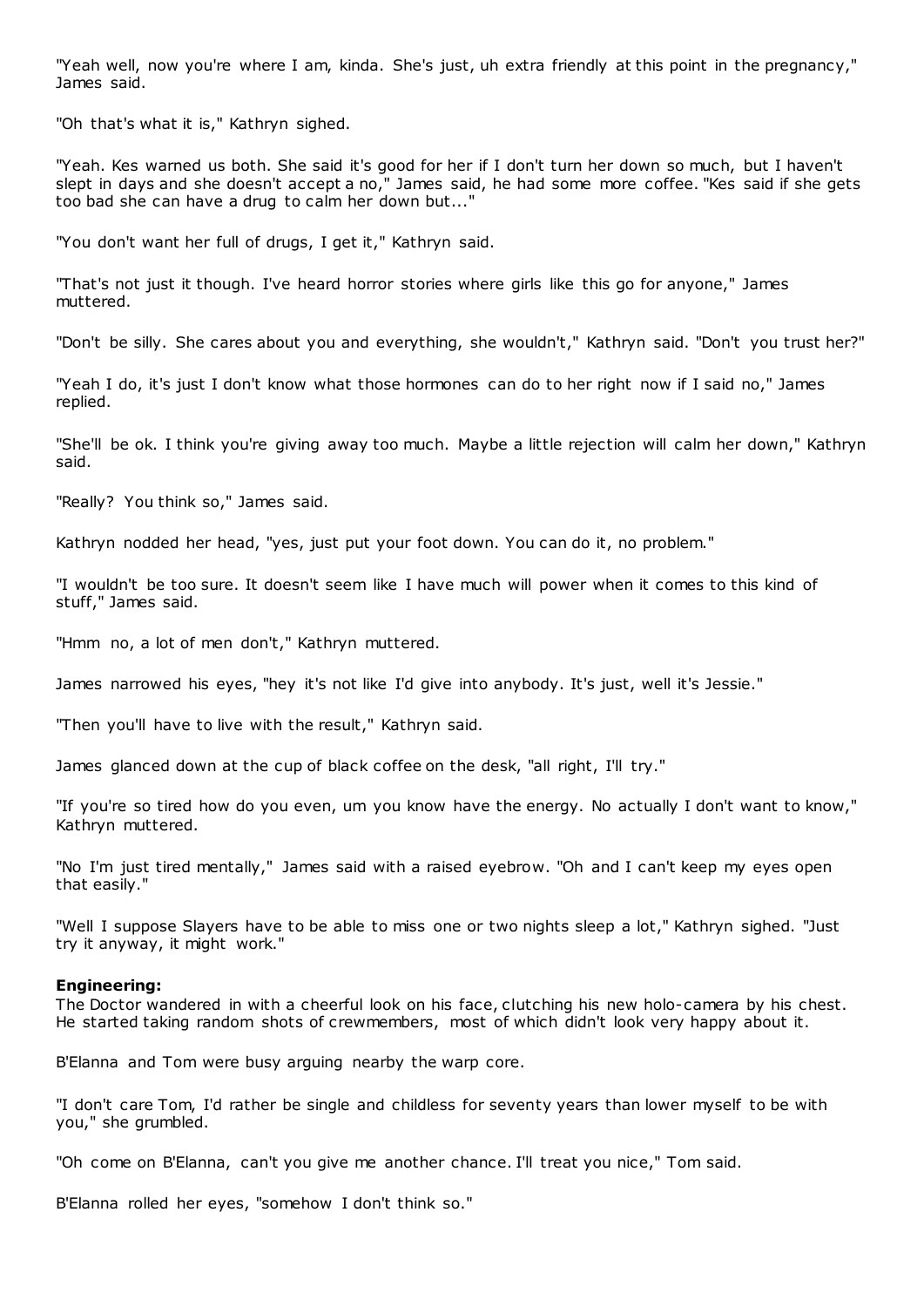"Yeah well, now you're where I am, kinda. She's just, uh extra friendly at this point in the pregnancy," James said.

"Oh that's what it is," Kathryn sighed.

"Yeah. Kes warned us both. She said it's good for her if I don't turn her down so much, but I haven't slept in days and she doesn't accept a no," James said, he had some more coffee. "Kes said if she gets too bad she can have a drug to calm her down but..."

"You don't want her full of drugs, I get it," Kathryn said.

"That's not just it though. I've heard horror stories where girls like this go for anyone," James muttered.

"Don't be silly. She cares about you and everything, she wouldn't," Kathryn said. "Don't you trust her?"

"Yeah I do, it's just I don't know what those hormones can do to her right now if I said no," James replied.

"She'll be ok. I think you're giving away too much. Maybe a little rejection will calm her down," Kathryn said.

"Really? You think so," James said.

Kathryn nodded her head, "yes, just put your foot down. You can do it, no problem."

"I wouldn't be too sure. It doesn't seem like I have much will power when it comes to this kind of stuff," James said.

"Hmm no, a lot of men don't," Kathryn muttered.

James narrowed his eyes, "hey it's not like I'd give into anybody. It's just, well it's Jessie."

"Then you'll have to live with the result," Kathryn said.

James glanced down at the cup of black coffee on the desk, "all right, I'll try."

"If you're so tired how do you even, um you know have the energy. No actually I don't want to know," Kathryn muttered.

"No I'm just tired mentally," James said with a raised eyebrow. "Oh and I can't keep my eyes open that easily."

"Well I suppose Slayers have to be able to miss one or two nights sleep a lot," Kathryn sighed. "Just try it anyway, it might work."

**Engineering:**
The Doctor wandered in with a cheerful look on his face, clutching his new holo-camera by his chest. He started taking random shots of crewmembers, most of which didn't look very happy about it.

B'Elanna and Tom were busy arguing nearby the warp core.

"I don't care Tom, I'd rather be single and childless for seventy years than lower myself to be with you," she grumbled.

"Oh come on B'Elanna, can't you give me another chance. I'll treat you nice," Tom said.

B'Elanna rolled her eyes, "somehow I don't think so."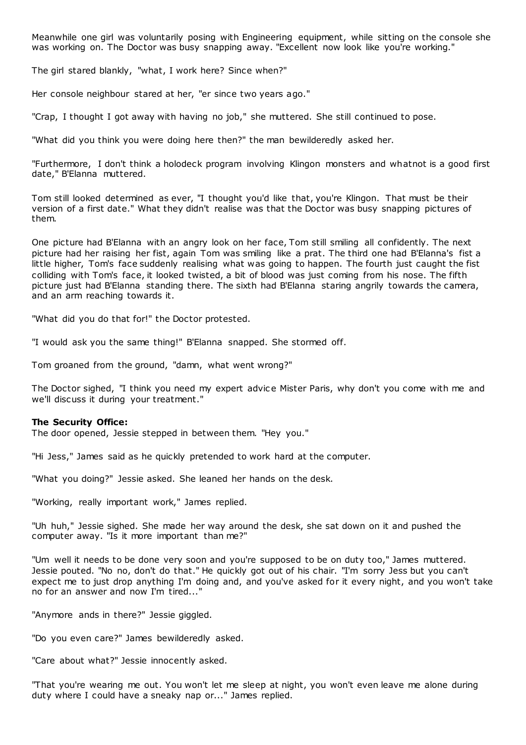Meanwhile one girl was voluntarily posing with Engineering equipment, while sitting on the console she was working on. The Doctor was busy snapping away. "Excellent now look like you're working."

The girl stared blankly, "what, I work here? Since when?"

Her console neighbour stared at her, "er since two years ago."

"Crap, I thought I got away with having no job," she muttered. She still continued to pose.

"What did you think you were doing here then?" the man bewilderedly asked her.

"Furthermore, I don't think a holodeck program involving Klingon monsters and whatnot is a good first date," B'Elanna muttered.

Tom still looked determined as ever, "I thought you'd like that, you're Klingon. That must be their version of a first date." What they didn't realise was that the Doctor was busy snapping pictures of them.

One picture had B'Elanna with an angry look on her face, Tom still smiling all confidently. The next picture had her raising her fist, again Tom was smiling like a prat. The third one had B'Elanna's fist a little higher, Tom's face suddenly realising what was going to happen. The fourth just caught the fist colliding with Tom's face, it looked twisted, a bit of blood was just coming from his nose. The fifth picture just had B'Elanna standing there. The sixth had B'Elanna staring angrily towards the camera, and an arm reaching towards it.

"What did you do that for!" the Doctor protested.

"I would ask you the same thing!" B'Elanna snapped. She stormed off.

Tom groaned from the ground, "damn, what went wrong?"

The Doctor sighed, "I think you need my expert advice Mister Paris, why don't you come with me and we'll discuss it during your treatment."

**The Security Office:**
The door opened, Jessie stepped in between them. "Hey you."

"Hi Jess," James said as he quickly pretended to work hard at the computer.

"What you doing?" Jessie asked. She leaned her hands on the desk.

"Working, really important work," James replied.

"Uh huh," Jessie sighed. She made her way around the desk, she sat down on it and pushed the computer away. "Is it more important than me?"

"Um well it needs to be done very soon and you're supposed to be on duty too," James muttered. Jessie pouted. "No no, don't do that." He quickly got out of his chair. "I'm sorry Jess but you can't expect me to just drop anything I'm doing and, and you've asked for it every night, and you won't take no for an answer and now I'm tired..."

"Anymore ands in there?" Jessie giggled.

"Do you even care?" James bewilderedly asked.

"Care about what?" Jessie innocently asked.

"That you're wearing me out. You won't let me sleep at night, you won't even leave me alone during duty where I could have a sneaky nap or..." James replied.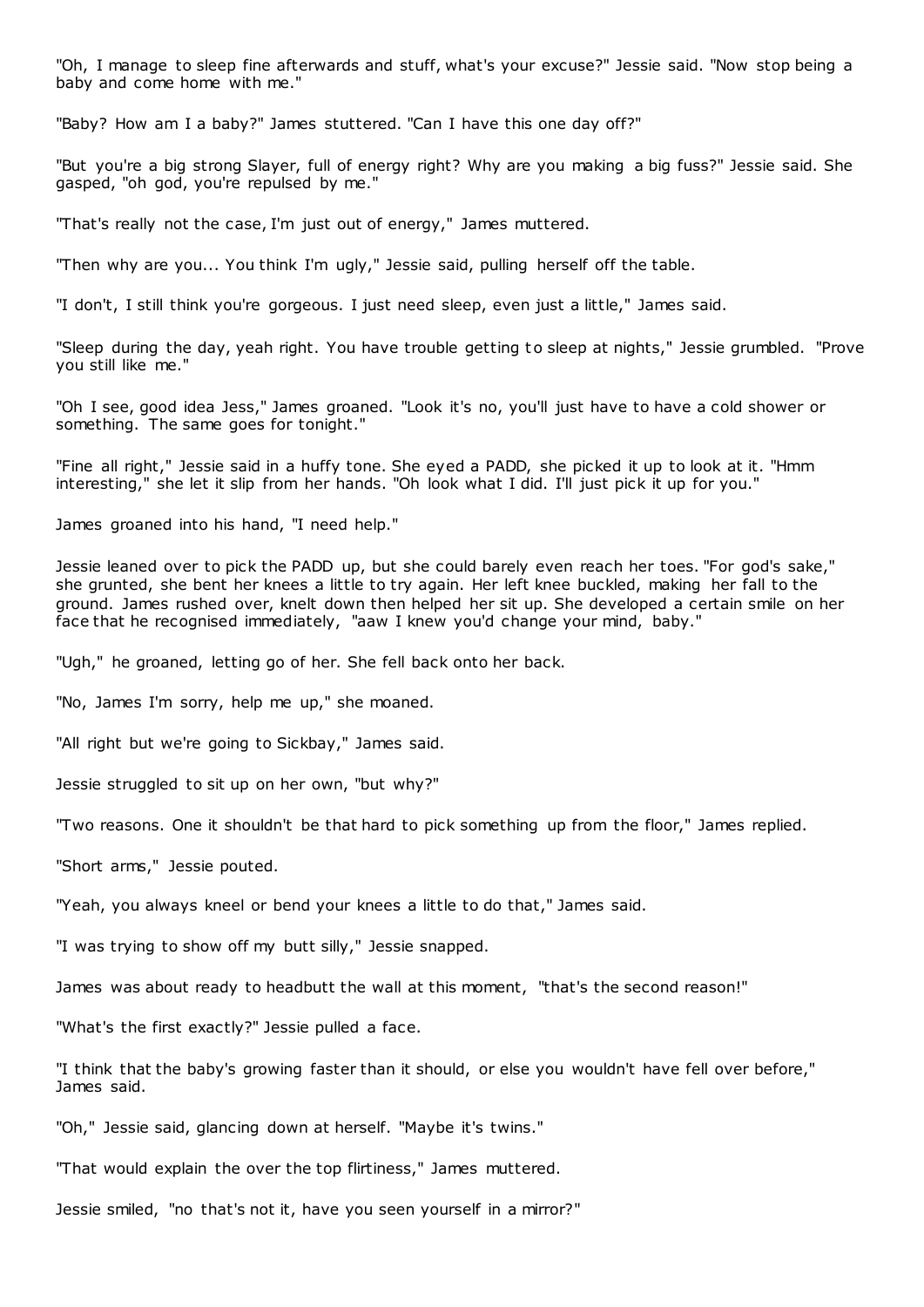"Oh, I manage to sleep fine afterwards and stuff, what's your excuse?" Jessie said. "Now stop being a baby and come home with me."

"Baby? How am I a baby?" James stuttered. "Can I have this one day off?"

"But you're a big strong Slayer, full of energy right? Why are you making a big fuss?" Jessie said. She gasped, "oh god, you're repulsed by me."

"That's really not the case, I'm just out of energy," James muttered.

"Then why are you... You think I'm ugly," Jessie said, pulling herself off the table.

"I don't, I still think you're gorgeous. I just need sleep, even just a little," James said.

"Sleep during the day, yeah right. You have trouble getting to sleep at nights," Jessie grumbled. "Prove you still like me."

"Oh I see, good idea Jess," James groaned. "Look it's no, you'll just have to have a cold shower or something. The same goes for tonight."

"Fine all right," Jessie said in a huffy tone. She eyed a PADD, she picked it up to look at it. "Hmm interesting," she let it slip from her hands. "Oh look what I did. I'll just pick it up for you."

James groaned into his hand, "I need help."

Jessie leaned over to pick the PADD up, but she could barely even reach her toes. "For god's sake," she grunted, she bent her knees a little to try again. Her left knee buckled, making her fall to the ground. James rushed over, knelt down then helped her sit up. She developed a certain smile on her face that he recognised immediately, "aaw I knew you'd change your mind, baby."

"Ugh," he groaned, letting go of her. She fell back onto her back.

"No, James I'm sorry, help me up," she moaned.

"All right but we're going to Sickbay," James said.

Jessie struggled to sit up on her own, "but why?"

"Two reasons. One it shouldn't be that hard to pick something up from the floor," James replied.

"Short arms," Jessie pouted.

"Yeah, you always kneel or bend your knees a little to do that," James said.

"I was trying to show off my butt silly," Jessie snapped.

James was about ready to headbutt the wall at this moment, "that's the second reason!"

"What's the first exactly?" Jessie pulled a face.

"I think that the baby's growing faster than it should, or else you wouldn't have fell over before," James said.

"Oh," Jessie said, glancing down at herself. "Maybe it's twins."

"That would explain the over the top flirtiness," James muttered.

Jessie smiled, "no that's not it, have you seen yourself in a mirror?"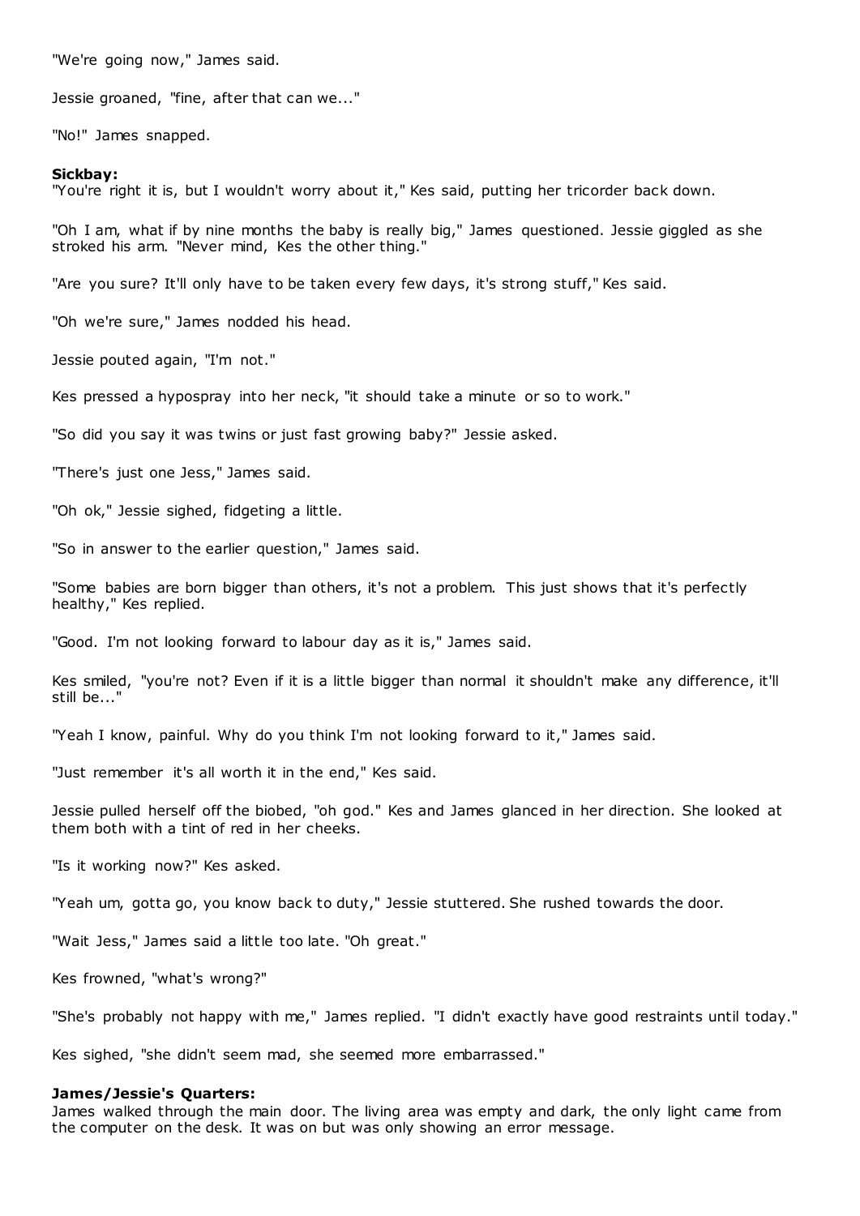"We're going now," James said.

Jessie groaned, "fine, after that can we..."

"No!" James snapped.

**Sickbay:**
"You're right it is, but I wouldn't worry about it," Kes said, putting her tricorder back down.

"Oh I am, what if by nine months the baby is really big," James questioned. Jessie giggled as she stroked his arm. "Never mind, Kes the other thing."

"Are you sure? It'll only have to be taken every few days, it's strong stuff," Kes said.

"Oh we're sure," James nodded his head.

Jessie pouted again, "I'm not."

Kes pressed a hypospray into her neck, "it should take a minute or so to work."

"So did you say it was twins or just fast growing baby?" Jessie asked.

"There's just one Jess," James said.

"Oh ok," Jessie sighed, fidgeting a little.

"So in answer to the earlier question," James said.

"Some babies are born bigger than others, it's not a problem. This just shows that it's perfectly healthy," Kes replied.

"Good. I'm not looking forward to labour day as it is," James said.

Kes smiled, "you're not? Even if it is a little bigger than normal it shouldn't make any difference, it'll still be..."

"Yeah I know, painful. Why do you think I'm not looking forward to it," James said.

"Just remember it's all worth it in the end," Kes said.

Jessie pulled herself off the biobed, "oh god." Kes and James glanced in her direction. She looked at them both with a tint of red in her cheeks.

"Is it working now?" Kes asked.

"Yeah um, gotta go, you know back to duty," Jessie stuttered. She rushed towards the door.

"Wait Jess," James said a little too late. "Oh great."

Kes frowned, "what's wrong?"

"She's probably not happy with me," James replied. "I didn't exactly have good restraints until today."

Kes sighed, "she didn't seem mad, she seemed more embarrassed."

**James/Jessie's Quarters:**
James walked through the main door. The living area was empty and dark, the only light came from the computer on the desk. It was on but was only showing an error message.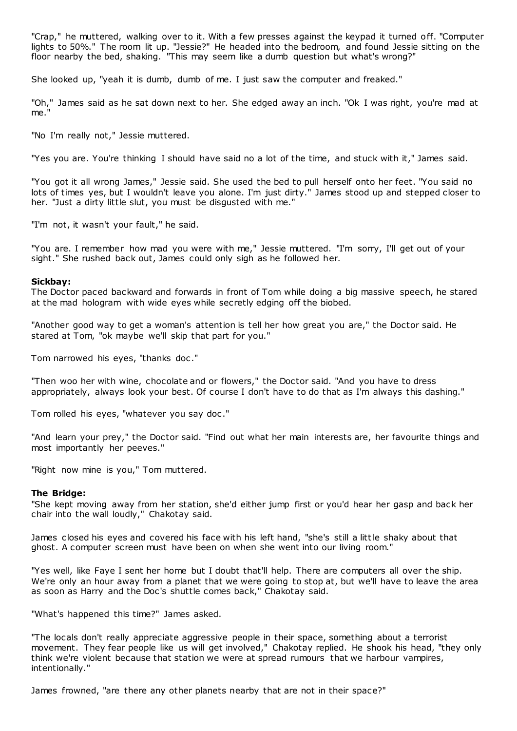"Crap," he muttered, walking over to it. With a few presses against the keypad it turned off. "Computer lights to 50%." The room lit up. "Jessie?" He headed into the bedroom, and found Jessie sitting on the floor nearby the bed, shaking. "This may seem like a dumb question but what's wrong?"

She looked up, "yeah it is dumb, dumb of me. I just saw the computer and freaked."

"Oh," James said as he sat down next to her. She edged away an inch. "Ok I was right, you're mad at me."

"No I'm really not," Jessie muttered.

"Yes you are. You're thinking I should have said no a lot of the time, and stuck with it," James said.

"You got it all wrong James," Jessie said. She used the bed to pull herself onto her feet. "You said no lots of times yes, but I wouldn't leave you alone. I'm just dirty." James stood up and stepped closer to her. "Just a dirty little slut, you must be disgusted with me."

"I'm not, it wasn't your fault," he said.

"You are. I remember how mad you were with me," Jessie muttered. "I'm sorry, I'll get out of your sight." She rushed back out, James could only sigh as he followed her.

**Sickbay:**
The Doctor paced backward and forwards in front of Tom while doing a big massive speech, he stared at the mad hologram with wide eyes while secretly edging off the biobed.

"Another good way to get a woman's attention is tell her how great you are," the Doctor said. He stared at Tom, "ok maybe we'll skip that part for you."

Tom narrowed his eyes, "thanks doc."

"Then woo her with wine, chocolate and or flowers," the Doctor said. "And you have to dress appropriately, always look your best. Of course I don't have to do that as I'm always this dashing."

Tom rolled his eyes, "whatever you say doc."

"And learn your prey," the Doctor said. "Find out what her main interests are, her favourite things and most importantly her peeves."

"Right now mine is you," Tom muttered.

**The Bridge:**
"She kept moving away from her station, she'd either jump first or you'd hear her gasp and back her chair into the wall loudly," Chakotay said.

James closed his eyes and covered his face with his left hand, "she's still a little shaky about that ghost. A computer screen must have been on when she went into our living room."

"Yes well, like Faye I sent her home but I doubt that'll help. There are computers all over the ship. We're only an hour away from a planet that we were going to stop at, but we'll have to leave the area as soon as Harry and the Doc's shuttle comes back," Chakotay said.

"What's happened this time?" James asked.

"The locals don't really appreciate aggressive people in their space, something about a terrorist movement. They fear people like us will get involved," Chakotay replied. He shook his head, "they only think we're violent because that station we were at spread rumours that we harbour vampires, intentionally."

James frowned, "are there any other planets nearby that are not in their space?"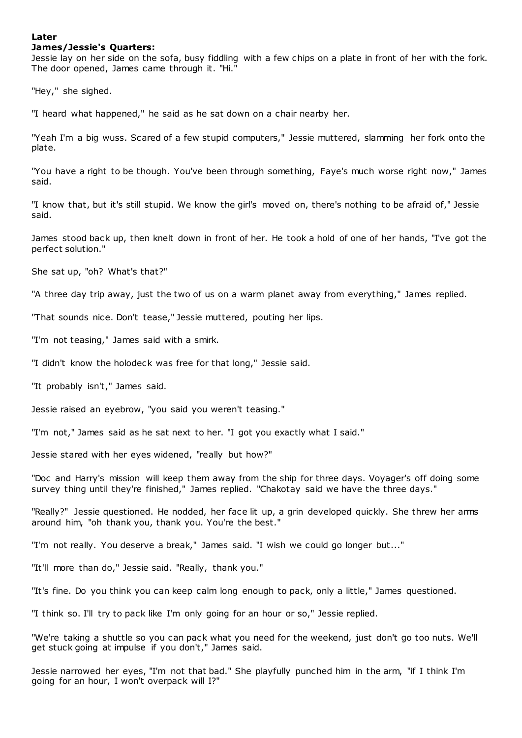**Later**
**James/Jessie's Quarters:**

Jessie lay on her side on the sofa, busy fiddling with a few chips on a plate in front of her with the fork. The door opened, James came through it. "Hi."

"Hey," she sighed.

"I heard what happened," he said as he sat down on a chair nearby her.

"Yeah I'm a big wuss. Scared of a few stupid computers," Jessie muttered, slamming her fork onto the plate.

"You have a right to be though. You've been through something, Faye's much worse right now," James said.

"I know that, but it's still stupid. We know the girl's moved on, there's nothing to be afraid of," Jessie said.

James stood back up, then knelt down in front of her. He took a hold of one of her hands, "I've got the perfect solution."

She sat up, "oh? What's that?"

"A three day trip away, just the two of us on a warm planet away from everything," James replied.

"That sounds nice. Don't tease," Jessie muttered, pouting her lips.

"I'm not teasing," James said with a smirk.

"I didn't know the holodeck was free for that long," Jessie said.

"It probably isn't," James said.

Jessie raised an eyebrow, "you said you weren't teasing."

"I'm not," James said as he sat next to her. "I got you exactly what I said."

Jessie stared with her eyes widened, "really but how?"

"Doc and Harry's mission will keep them away from the ship for three days. Voyager's off doing some survey thing until they're finished," James replied. "Chakotay said we have the three days."

"Really?" Jessie questioned. He nodded, her face lit up, a grin developed quickly. She threw her arms around him, "oh thank you, thank you. You're the best."

"I'm not really. You deserve a break," James said. "I wish we could go longer but..."

"It'll more than do," Jessie said. "Really, thank you."

"It's fine. Do you think you can keep calm long enough to pack, only a little," James questioned.

"I think so. I'll try to pack like I'm only going for an hour or so," Jessie replied.

"We're taking a shuttle so you can pack what you need for the weekend, just don't go too nuts. We'll get stuck going at impulse if you don't," James said.

Jessie narrowed her eyes, "I'm not that bad." She playfully punched him in the arm, "if I think I'm going for an hour, I won't overpack will I?"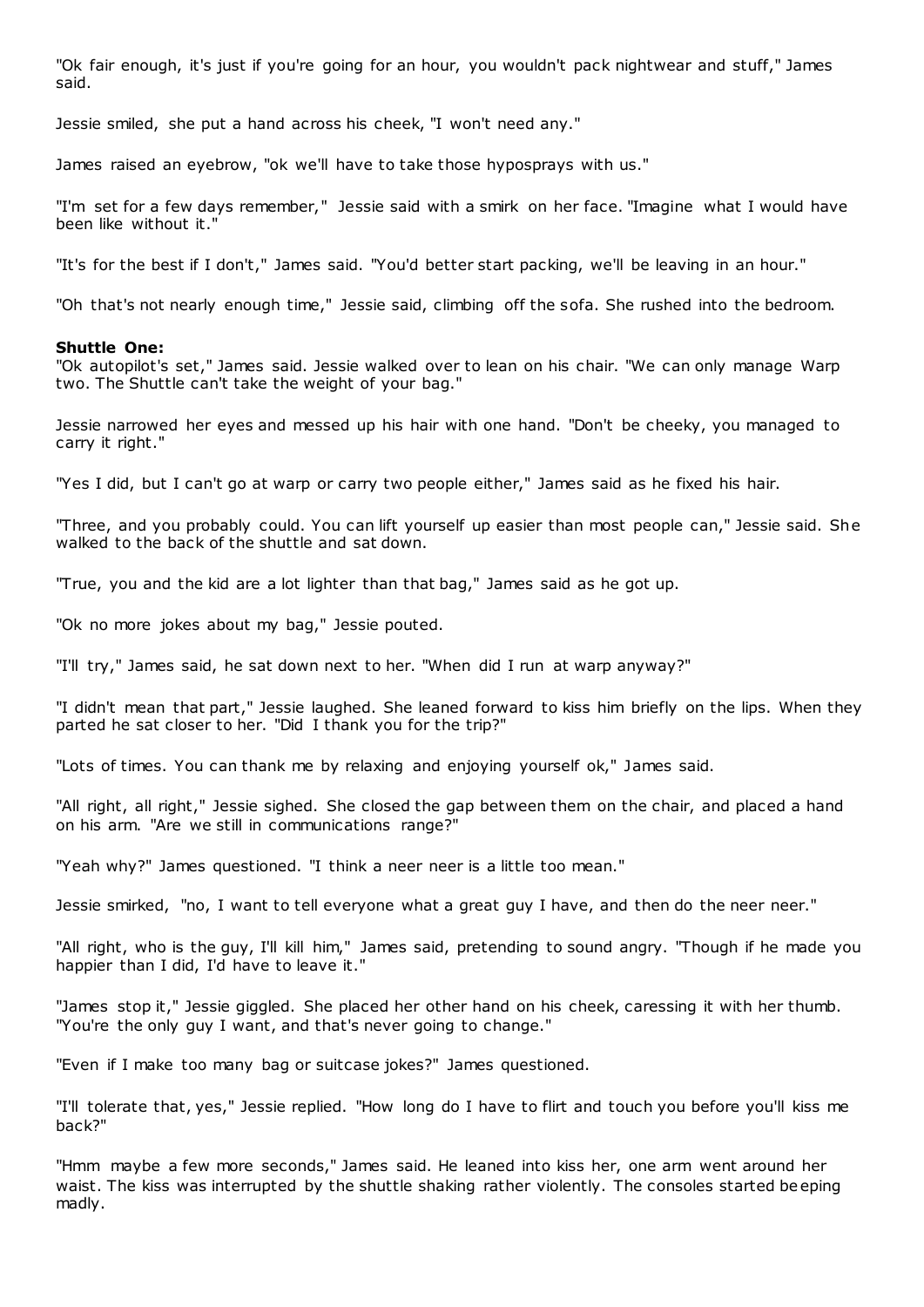"Ok fair enough, it's just if you're going for an hour, you wouldn't pack nightwear and stuff," James said.

Jessie smiled, she put a hand across his cheek, "I won't need any."

James raised an eyebrow, "ok we'll have to take those hyposprays with us."

"I'm set for a few days remember," Jessie said with a smirk on her face. "Imagine what I would have been like without it."

"It's for the best if I don't," James said. "You'd better start packing, we'll be leaving in an hour."

"Oh that's not nearly enough time," Jessie said, climbing off the sofa. She rushed into the bedroom.

**Shuttle One:**
"Ok autopilot's set," James said. Jessie walked over to lean on his chair. "We can only manage Warp two. The Shuttle can't take the weight of your bag."

Jessie narrowed her eyes and messed up his hair with one hand. "Don't be cheeky, you managed to carry it right."

"Yes I did, but I can't go at warp or carry two people either," James said as he fixed his hair.

"Three, and you probably could. You can lift yourself up easier than most people can," Jessie said. She walked to the back of the shuttle and sat down.

"True, you and the kid are a lot lighter than that bag," James said as he got up.

"Ok no more jokes about my bag," Jessie pouted.

"I'll try," James said, he sat down next to her. "When did I run at warp anyway?"

"I didn't mean that part," Jessie laughed. She leaned forward to kiss him briefly on the lips. When they parted he sat closer to her. "Did I thank you for the trip?"

"Lots of times. You can thank me by relaxing and enjoying yourself ok," James said.

"All right, all right," Jessie sighed. She closed the gap between them on the chair, and placed a hand on his arm. "Are we still in communications range?"

"Yeah why?" James questioned. "I think a neer neer is a little too mean."

Jessie smirked, "no, I want to tell everyone what a great guy I have, and then do the neer neer."

"All right, who is the guy, I'll kill him," James said, pretending to sound angry. "Though if he made you happier than I did, I'd have to leave it."

"James stop it," Jessie giggled. She placed her other hand on his cheek, caressing it with her thumb. "You're the only guy I want, and that's never going to change."

"Even if I make too many bag or suitcase jokes?" James questioned.

"I'll tolerate that, yes," Jessie replied. "How long do I have to flirt and touch you before you'll kiss me back?"

"Hmm maybe a few more seconds," James said. He leaned into kiss her, one arm went around her waist. The kiss was interrupted by the shuttle shaking rather violently. The consoles started beeping madly.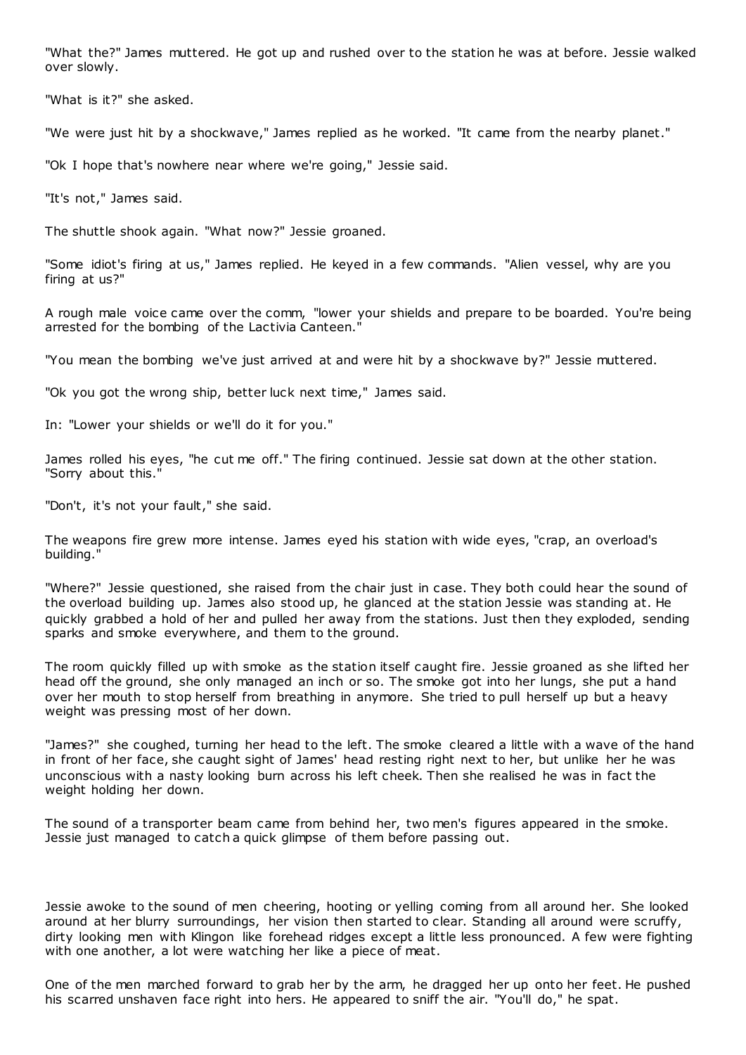"What the?" James muttered. He got up and rushed over to the station he was at before. Jessie walked over slowly.

"What is it?" she asked.

"We were just hit by a shockwave," James replied as he worked. "It came from the nearby planet."

"Ok I hope that's nowhere near where we're going," Jessie said.

"It's not," James said.

The shuttle shook again. "What now?" Jessie groaned.

"Some idiot's firing at us," James replied. He keyed in a few commands. "Alien vessel, why are you firing at us?"

A rough male voice came over the comm, "lower your shields and prepare to be boarded. You're being arrested for the bombing of the Lactivia Canteen."

"You mean the bombing we've just arrived at and were hit by a shockwave by?" Jessie muttered.

"Ok you got the wrong ship, better luck next time," James said.

In: "Lower your shields or we'll do it for you."

James rolled his eyes, "he cut me off." The firing continued. Jessie sat down at the other station. "Sorry about this."

"Don't, it's not your fault," she said.

The weapons fire grew more intense. James eyed his station with wide eyes, "crap, an overload's building."

"Where?" Jessie questioned, she raised from the chair just in case. They both could hear the sound of the overload building up. James also stood up, he glanced at the station Jessie was standing at. He quickly grabbed a hold of her and pulled her away from the stations. Just then they exploded, sending sparks and smoke everywhere, and them to the ground.

The room quickly filled up with smoke as the station itself caught fire. Jessie groaned as she lifted her head off the ground, she only managed an inch or so. The smoke got into her lungs, she put a hand over her mouth to stop herself from breathing in anymore. She tried to pull herself up but a heavy weight was pressing most of her down.

"James?" she coughed, turning her head to the left. The smoke cleared a little with a wave of the hand in front of her face, she caught sight of James' head resting right next to her, but unlike her he was unconscious with a nasty looking burn across his left cheek. Then she realised he was in fact the weight holding her down.

The sound of a transporter beam came from behind her, two men's figures appeared in the smoke. Jessie just managed to catch a quick glimpse of them before passing out.

Jessie awoke to the sound of men cheering, hooting or yelling coming from all around her. She looked around at her blurry surroundings, her vision then started to clear. Standing all around were scruffy, dirty looking men with Klingon like forehead ridges except a little less pronounced. A few were fighting with one another, a lot were watching her like a piece of meat.

One of the men marched forward to grab her by the arm, he dragged her up onto her feet. He pushed his scarred unshaven face right into hers. He appeared to sniff the air. "You'll do," he spat.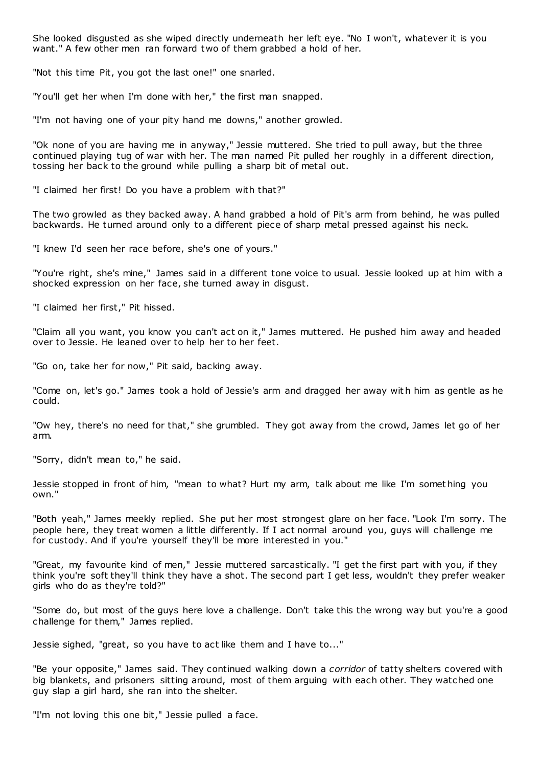She looked disgusted as she wiped directly underneath her left eye. "No I won't, whatever it is you want." A few other men ran forward two of them grabbed a hold of her.

"Not this time Pit, you got the last one!" one snarled.

"You'll get her when I'm done with her," the first man snapped.

"I'm not having one of your pity hand me downs," another growled.

"Ok none of you are having me in anyway," Jessie muttered. She tried to pull away, but the three continued playing tug of war with her. The man named Pit pulled her roughly in a different direction, tossing her back to the ground while pulling a sharp bit of metal out.

"I claimed her first! Do you have a problem with that?"

The two growled as they backed away. A hand grabbed a hold of Pit's arm from behind, he was pulled backwards. He turned around only to a different piece of sharp metal pressed against his neck.

"I knew I'd seen her race before, she's one of yours."

"You're right, she's mine," James said in a different tone voice to usual. Jessie looked up at him with a shocked expression on her face, she turned away in disgust.

"I claimed her first," Pit hissed.

"Claim all you want, you know you can't act on it," James muttered. He pushed him away and headed over to Jessie. He leaned over to help her to her feet.

"Go on, take her for now," Pit said, backing away.

"Come on, let's go." James took a hold of Jessie's arm and dragged her away with him as gentle as he could.

"Ow hey, there's no need for that," she grumbled. They got away from the crowd, James let go of her arm.

"Sorry, didn't mean to," he said.

Jessie stopped in front of him, "mean to what? Hurt my arm, talk about me like I'm something you own."

"Both yeah," James meekly replied. She put her most strongest glare on her face. "Look I'm sorry. The people here, they treat women a little differently. If I act normal around you, guys will challenge me for custody. And if you're yourself they'll be more interested in you."

"Great, my favourite kind of men," Jessie muttered sarcastically. "I get the first part with you, if they think you're soft they'll think they have a shot. The second part I get less, wouldn't they prefer weaker girls who do as they're told?"

"Some do, but most of the guys here love a challenge. Don't take this the wrong way but you're a good challenge for them," James replied.

Jessie sighed, "great, so you have to act like them and I have to..."

"Be your opposite," James said. They continued walking down a *corridor* of tatty shelters covered with big blankets, and prisoners sitting around, most of them arguing with each other. They watched one guy slap a girl hard, she ran into the shelter.

"I'm not loving this one bit," Jessie pulled a face.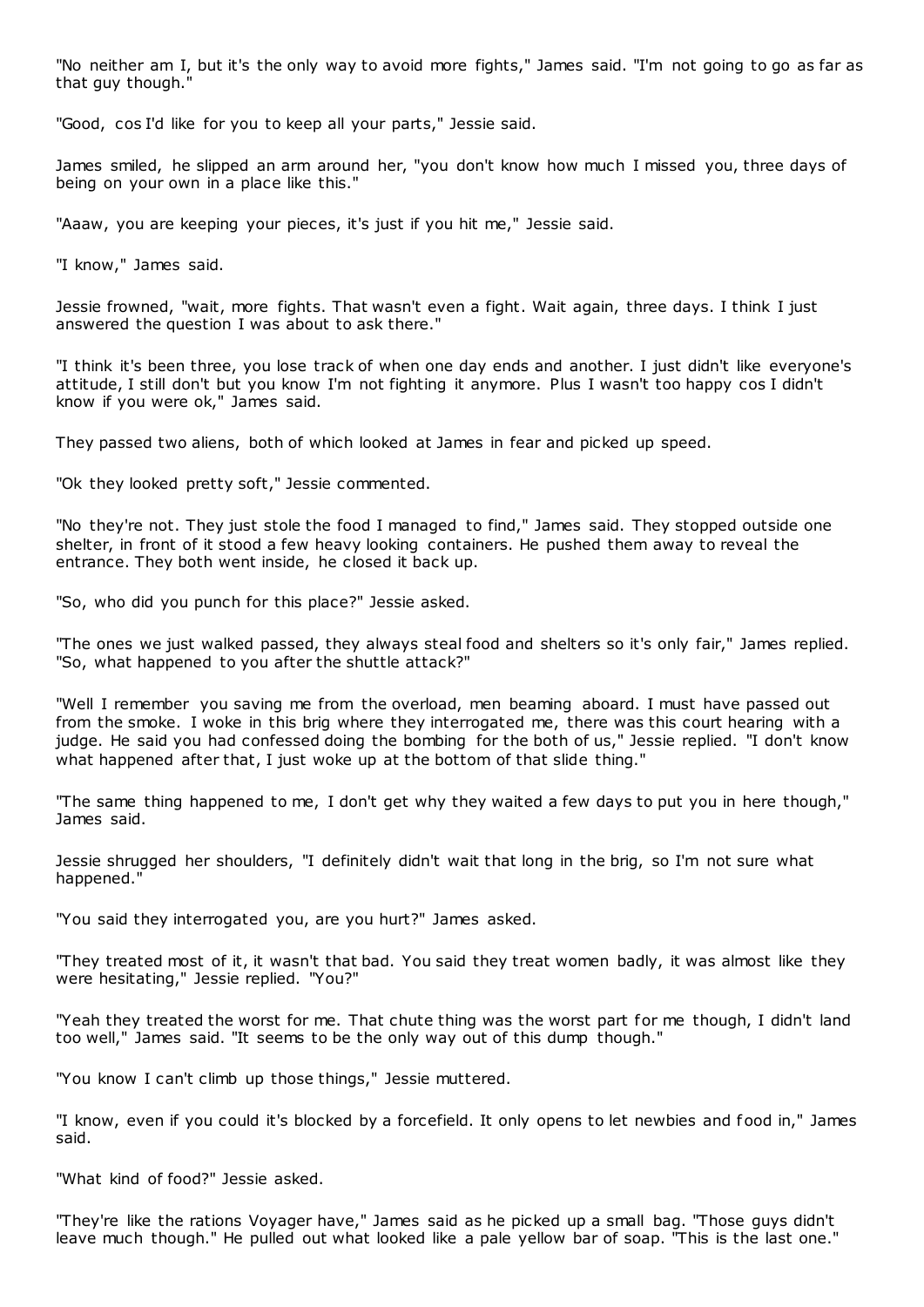"No neither am I, but it's the only way to avoid more fights," James said. "I'm not going to go as far as that guy though."

"Good, cos I'd like for you to keep all your parts," Jessie said.

James smiled, he slipped an arm around her, "you don't know how much I missed you, three days of being on your own in a place like this."

"Aaaw, you are keeping your pieces, it's just if you hit me," Jessie said.

"I know," James said.

Jessie frowned, "wait, more fights. That wasn't even a fight. Wait again, three days. I think I just answered the question I was about to ask there."

"I think it's been three, you lose track of when one day ends and another. I just didn't like everyone's attitude, I still don't but you know I'm not fighting it anymore. Plus I wasn't too happy cos I didn't know if you were ok," James said.

They passed two aliens, both of which looked at James in fear and picked up speed.

"Ok they looked pretty soft," Jessie commented.

"No they're not. They just stole the food I managed to find," James said. They stopped outside one shelter, in front of it stood a few heavy looking containers. He pushed them away to reveal the entrance. They both went inside, he closed it back up.

"So, who did you punch for this place?" Jessie asked.

"The ones we just walked passed, they always steal food and shelters so it's only fair," James replied. "So, what happened to you after the shuttle attack?"

"Well I remember you saving me from the overload, men beaming aboard. I must have passed out from the smoke. I woke in this brig where they interrogated me, there was this court hearing with a judge. He said you had confessed doing the bombing for the both of us," Jessie replied. "I don't know what happened after that, I just woke up at the bottom of that slide thing."

"The same thing happened to me, I don't get why they waited a few days to put you in here though," James said.

Jessie shrugged her shoulders, "I definitely didn't wait that long in the brig, so I'm not sure what happened."

"You said they interrogated you, are you hurt?" James asked.

"They treated most of it, it wasn't that bad. You said they treat women badly, it was almost like they were hesitating," Jessie replied. "You?"

"Yeah they treated the worst for me. That chute thing was the worst part for me though, I didn't land too well," James said. "It seems to be the only way out of this dump though."

"You know I can't climb up those things," Jessie muttered.

"I know, even if you could it's blocked by a forcefield. It only opens to let newbies and food in," James said.

"What kind of food?" Jessie asked.

"They're like the rations Voyager have," James said as he picked up a small bag. "Those guys didn't leave much though." He pulled out what looked like a pale yellow bar of soap. "This is the last one."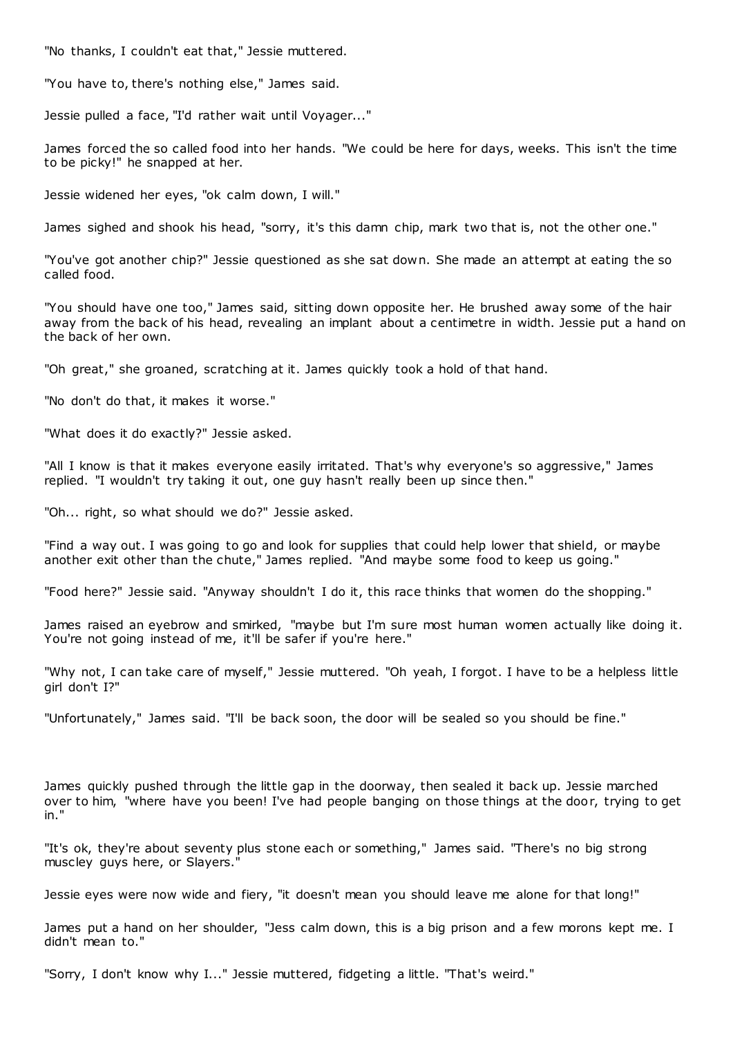"No thanks, I couldn't eat that," Jessie muttered.

"You have to, there's nothing else," James said.

Jessie pulled a face, "I'd rather wait until Voyager..."

James forced the so called food into her hands. "We could be here for days, weeks. This isn't the time to be picky!" he snapped at her.

Jessie widened her eyes, "ok calm down, I will."

James sighed and shook his head, "sorry, it's this damn chip, mark two that is, not the other one."

"You've got another chip?" Jessie questioned as she sat down. She made an attempt at eating the so called food.

"You should have one too," James said, sitting down opposite her. He brushed away some of the hair away from the back of his head, revealing an implant about a centimetre in width. Jessie put a hand on the back of her own.

"Oh great," she groaned, scratching at it. James quickly took a hold of that hand.

"No don't do that, it makes it worse."

"What does it do exactly?" Jessie asked.

"All I know is that it makes everyone easily irritated. That's why everyone's so aggressive," James replied. "I wouldn't try taking it out, one guy hasn't really been up since then."

"Oh... right, so what should we do?" Jessie asked.

"Find a way out. I was going to go and look for supplies that could help lower that shield, or maybe another exit other than the chute," James replied. "And maybe some food to keep us going."

"Food here?" Jessie said. "Anyway shouldn't I do it, this race thinks that women do the shopping."

James raised an eyebrow and smirked, "maybe but I'm sure most human women actually like doing it. You're not going instead of me, it'll be safer if you're here."

"Why not, I can take care of myself," Jessie muttered. "Oh yeah, I forgot. I have to be a helpless little girl don't I?"

"Unfortunately," James said. "I'll be back soon, the door will be sealed so you should be fine."

James quickly pushed through the little gap in the doorway, then sealed it back up. Jessie marched over to him, "where have you been! I've had people banging on those things at the door, trying to get in."

"It's ok, they're about seventy plus stone each or something," James said. "There's no big strong muscley guys here, or Slayers."

Jessie eyes were now wide and fiery, "it doesn't mean you should leave me alone for that long!"

James put a hand on her shoulder, "Jess calm down, this is a big prison and a few morons kept me. I didn't mean to."

"Sorry, I don't know why I..." Jessie muttered, fidgeting a little. "That's weird."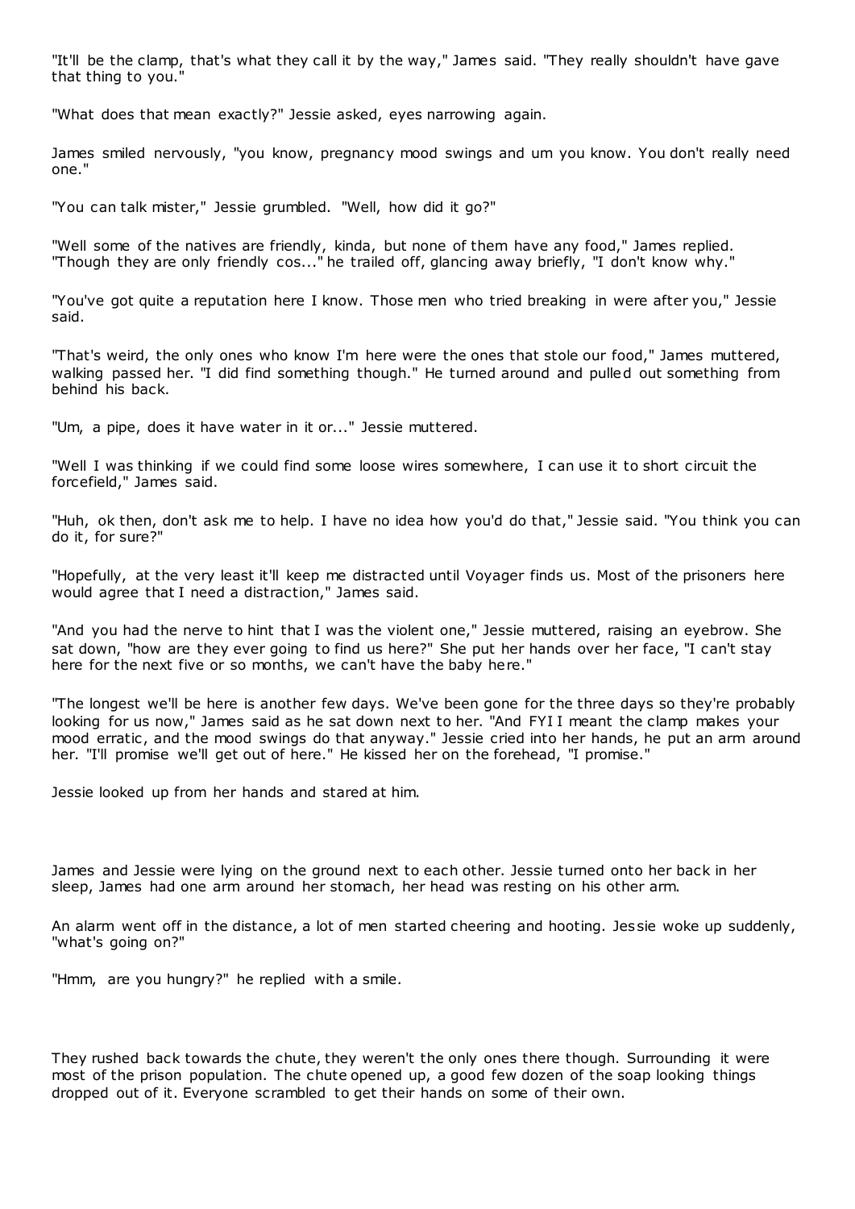"It'll be the clamp, that's what they call it by the way," James said. "They really shouldn't have gave that thing to you."

"What does that mean exactly?" Jessie asked, eyes narrowing again.

James smiled nervously, "you know, pregnancy mood swings and um you know. You don't really need one."

"You can talk mister," Jessie grumbled. "Well, how did it go?"

"Well some of the natives are friendly, kinda, but none of them have any food," James replied. "Though they are only friendly cos..." he trailed off, glancing away briefly, "I don't know why."

"You've got quite a reputation here I know. Those men who tried breaking in were after you," Jessie said.

"That's weird, the only ones who know I'm here were the ones that stole our food," James muttered, walking passed her. "I did find something though." He turned around and pulled out something from behind his back.

"Um, a pipe, does it have water in it or..." Jessie muttered.

"Well I was thinking if we could find some loose wires somewhere, I can use it to short circuit the forcefield," James said.

"Huh, ok then, don't ask me to help. I have no idea how you'd do that," Jessie said. "You think you can do it, for sure?"

"Hopefully, at the very least it'll keep me distracted until Voyager finds us. Most of the prisoners here would agree that I need a distraction," James said.

"And you had the nerve to hint that I was the violent one," Jessie muttered, raising an eyebrow. She sat down, "how are they ever going to find us here?" She put her hands over her face, "I can't stay here for the next five or so months, we can't have the baby here."

"The longest we'll be here is another few days. We've been gone for the three days so they're probably looking for us now," James said as he sat down next to her. "And FYI I meant the clamp makes your mood erratic, and the mood swings do that anyway." Jessie cried into her hands, he put an arm around her. "I'll promise we'll get out of here." He kissed her on the forehead, "I promise."

Jessie looked up from her hands and stared at him.

James and Jessie were lying on the ground next to each other. Jessie turned onto her back in her sleep, James had one arm around her stomach, her head was resting on his other arm.

An alarm went off in the distance, a lot of men started cheering and hooting. Jessie woke up suddenly, "what's going on?"

"Hmm, are you hungry?" he replied with a smile.

They rushed back towards the chute, they weren't the only ones there though. Surrounding it were most of the prison population. The chute opened up, a good few dozen of the soap looking things dropped out of it. Everyone scrambled to get their hands on some of their own.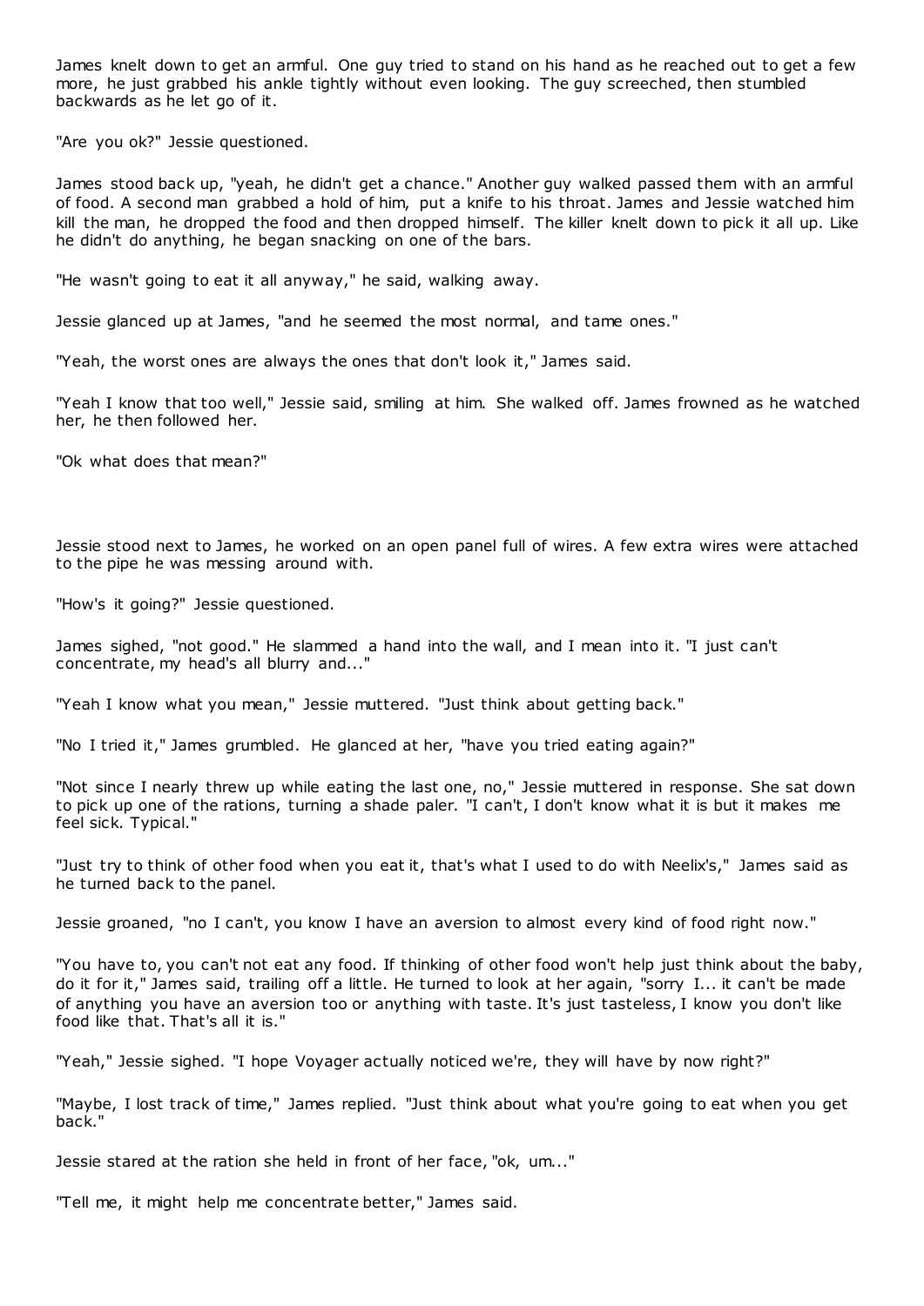James knelt down to get an armful. One guy tried to stand on his hand as he reached out to get a few more, he just grabbed his ankle tightly without even looking. The guy screeched, then stumbled backwards as he let go of it.

"Are you ok?" Jessie questioned.

James stood back up, "yeah, he didn't get a chance." Another guy walked passed them with an armful of food. A second man grabbed a hold of him, put a knife to his throat. James and Jessie watched him kill the man, he dropped the food and then dropped himself. The killer knelt down to pick it all up. Like he didn't do anything, he began snacking on one of the bars.

"He wasn't going to eat it all anyway," he said, walking away.

Jessie glanced up at James, "and he seemed the most normal, and tame ones."

"Yeah, the worst ones are always the ones that don't look it," James said.

"Yeah I know that too well," Jessie said, smiling at him. She walked off. James frowned as he watched her, he then followed her.

"Ok what does that mean?"

Jessie stood next to James, he worked on an open panel full of wires. A few extra wires were attached to the pipe he was messing around with.

"How's it going?" Jessie questioned.

James sighed, "not good." He slammed a hand into the wall, and I mean into it. "I just can't concentrate, my head's all blurry and..."

"Yeah I know what you mean," Jessie muttered. "Just think about getting back."

"No I tried it," James grumbled. He glanced at her, "have you tried eating again?"

"Not since I nearly threw up while eating the last one, no," Jessie muttered in response. She sat down to pick up one of the rations, turning a shade paler. "I can't, I don't know what it is but it makes me feel sick. Typical."

"Just try to think of other food when you eat it, that's what I used to do with Neelix's," James said as he turned back to the panel.

Jessie groaned, "no I can't, you know I have an aversion to almost every kind of food right now."

"You have to, you can't not eat any food. If thinking of other food won't help just think about the baby, do it for it," James said, trailing off a little. He turned to look at her again, "sorry I... it can't be made of anything you have an aversion too or anything with taste. It's just tasteless, I know you don't like food like that. That's all it is."

"Yeah," Jessie sighed. "I hope Voyager actually noticed we're, they will have by now right?"

"Maybe, I lost track of time," James replied. "Just think about what you're going to eat when you get back."

Jessie stared at the ration she held in front of her face, "ok, um..."

"Tell me, it might help me concentrate better," James said.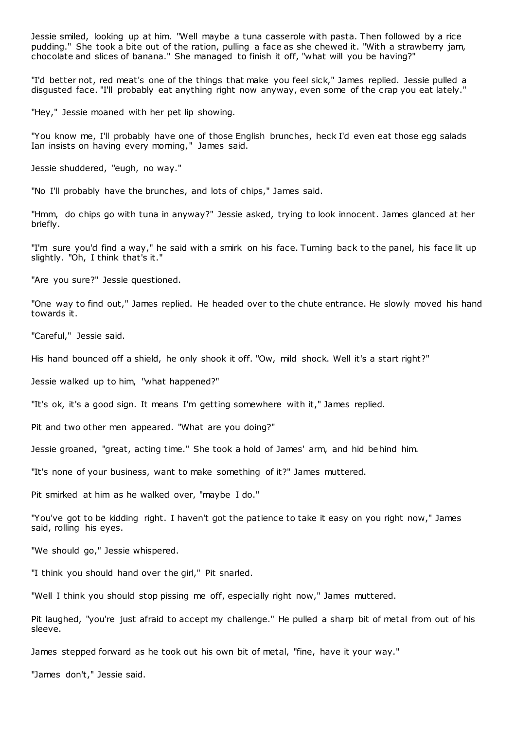Jessie smiled, looking up at him. "Well maybe a tuna casserole with pasta. Then followed by a rice pudding." She took a bite out of the ration, pulling a face as she chewed it. "With a strawberry jam, chocolate and slices of banana." She managed to finish it off, "what will you be having?"

"I'd better not, red meat's one of the things that make you feel sick," James replied. Jessie pulled a disgusted face. "I'll probably eat anything right now anyway, even some of the crap you eat lately."

"Hey," Jessie moaned with her pet lip showing.

"You know me, I'll probably have one of those English brunches, heck I'd even eat those egg salads Ian insists on having every morning," James said.

Jessie shuddered, "eugh, no way."

"No I'll probably have the brunches, and lots of chips," James said.

"Hmm, do chips go with tuna in anyway?" Jessie asked, trying to look innocent. James glanced at her briefly.

"I'm sure you'd find a way," he said with a smirk on his face. Turning back to the panel, his face lit up slightly. "Oh, I think that's it."

"Are you sure?" Jessie questioned.

"One way to find out," James replied. He headed over to the chute entrance. He slowly moved his hand towards it.

"Careful," Jessie said.

His hand bounced off a shield, he only shook it off. "Ow, mild shock. Well it's a start right?"

Jessie walked up to him, "what happened?"

"It's ok, it's a good sign. It means I'm getting somewhere with it," James replied.

Pit and two other men appeared. "What are you doing?"

Jessie groaned, "great, acting time." She took a hold of James' arm, and hid behind him.

"It's none of your business, want to make something of it?" James muttered.

Pit smirked at him as he walked over, "maybe I do."

"You've got to be kidding right. I haven't got the patience to take it easy on you right now," James said, rolling his eyes.

"We should go," Jessie whispered.

"I think you should hand over the girl," Pit snarled.

"Well I think you should stop pissing me off, especially right now," James muttered.

Pit laughed, "you're just afraid to accept my challenge." He pulled a sharp bit of metal from out of his sleeve.

James stepped forward as he took out his own bit of metal, "fine, have it your way."

"James don't," Jessie said.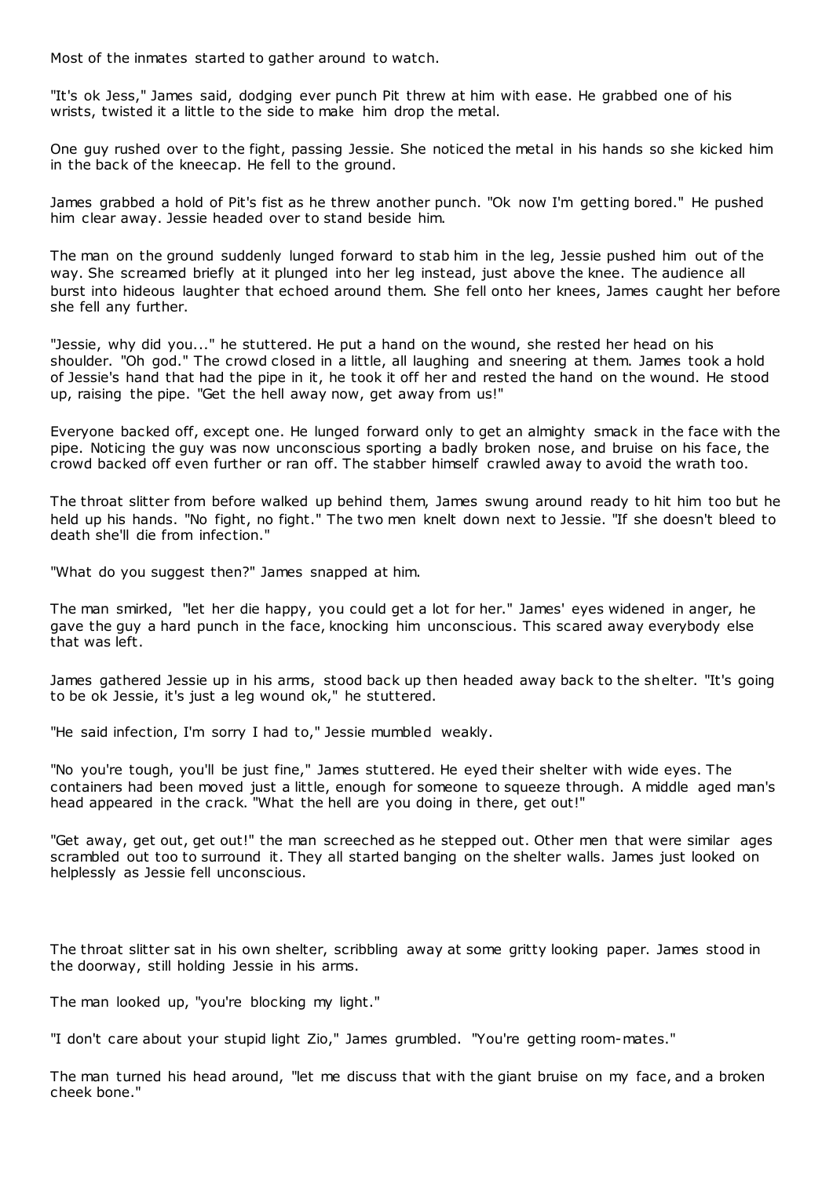Most of the inmates started to gather around to watch.

"It's ok Jess," James said, dodging ever punch Pit threw at him with ease. He grabbed one of his wrists, twisted it a little to the side to make him drop the metal.

One guy rushed over to the fight, passing Jessie. She noticed the metal in his hands so she kicked him in the back of the kneecap. He fell to the ground.

James grabbed a hold of Pit's fist as he threw another punch. "Ok now I'm getting bored." He pushed him clear away. Jessie headed over to stand beside him.

The man on the ground suddenly lunged forward to stab him in the leg, Jessie pushed him out of the way. She screamed briefly at it plunged into her leg instead, just above the knee. The audience all burst into hideous laughter that echoed around them. She fell onto her knees, James caught her before she fell any further.

"Jessie, why did you..." he stuttered. He put a hand on the wound, she rested her head on his shoulder. "Oh god." The crowd closed in a little, all laughing and sneering at them. James took a hold of Jessie's hand that had the pipe in it, he took it off her and rested the hand on the wound. He stood up, raising the pipe. "Get the hell away now, get away from us!"

Everyone backed off, except one. He lunged forward only to get an almighty smack in the face with the pipe. Noticing the guy was now unconscious sporting a badly broken nose, and bruise on his face, the crowd backed off even further or ran off. The stabber himself crawled away to avoid the wrath too.

The throat slitter from before walked up behind them, James swung around ready to hit him too but he held up his hands. "No fight, no fight." The two men knelt down next to Jessie. "If she doesn't bleed to death she'll die from infection."

"What do you suggest then?" James snapped at him.

The man smirked, "let her die happy, you could get a lot for her." James' eyes widened in anger, he gave the guy a hard punch in the face, knocking him unconscious. This scared away everybody else that was left.

James gathered Jessie up in his arms, stood back up then headed away back to the shelter. "It's going to be ok Jessie, it's just a leg wound ok," he stuttered.

"He said infection, I'm sorry I had to," Jessie mumbled weakly.

"No you're tough, you'll be just fine," James stuttered. He eyed their shelter with wide eyes. The containers had been moved just a little, enough for someone to squeeze through. A middle aged man's head appeared in the crack. "What the hell are you doing in there, get out!"

"Get away, get out, get out!" the man screeched as he stepped out. Other men that were similar ages scrambled out too to surround it. They all started banging on the shelter walls. James just looked on helplessly as Jessie fell unconscious.

The throat slitter sat in his own shelter, scribbling away at some gritty looking paper. James stood in the doorway, still holding Jessie in his arms.

The man looked up, "you're blocking my light."

"I don't care about your stupid light Zio," James grumbled. "You're getting room-mates."

The man turned his head around, "let me discuss that with the giant bruise on my face, and a broken cheek bone."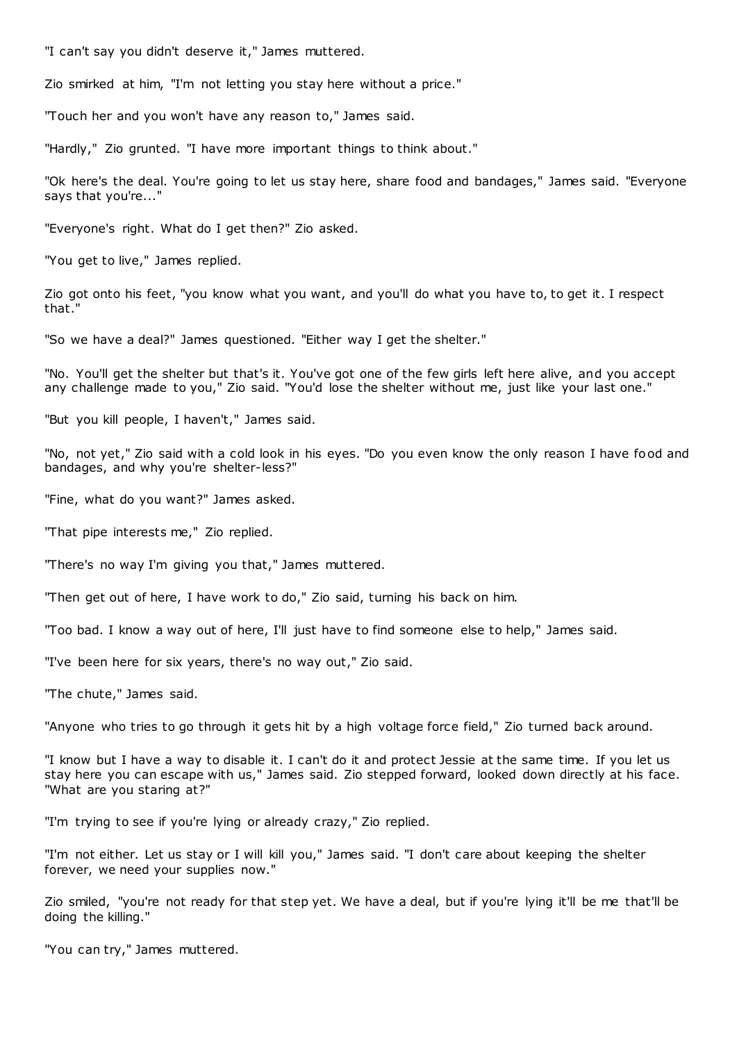"I can't say you didn't deserve it," James muttered.

Zio smirked at him, "I'm not letting you stay here without a price."

"Touch her and you won't have any reason to," James said.

"Hardly," Zio grunted. "I have more important things to think about."

"Ok here's the deal. You're going to let us stay here, share food and bandages," James said. "Everyone says that you're..."

"Everyone's right. What do I get then?" Zio asked.

"You get to live," James replied.

Zio got onto his feet, "you know what you want, and you'll do what you have to, to get it. I respect that."

"So we have a deal?" James questioned. "Either way I get the shelter."

"No. You'll get the shelter but that's it. You've got one of the few girls left here alive, and you accept any challenge made to you," Zio said. "You'd lose the shelter without me, just like your last one."

"But you kill people, I haven't," James said.

"No, not yet," Zio said with a cold look in his eyes. "Do you even know the only reason I have food and bandages, and why you're shelter-less?"

"Fine, what do you want?" James asked.

"That pipe interests me," Zio replied.

"There's no way I'm giving you that," James muttered.

"Then get out of here, I have work to do," Zio said, turning his back on him.

"Too bad. I know a way out of here, I'll just have to find someone else to help," James said.

"I've been here for six years, there's no way out," Zio said.

"The chute," James said.

"Anyone who tries to go through it gets hit by a high voltage force field," Zio turned back around.

"I know but I have a way to disable it. I can't do it and protect Jessie at the same time. If you let us stay here you can escape with us," James said. Zio stepped forward, looked down directly at his face. "What are you staring at?"

"I'm trying to see if you're lying or already crazy," Zio replied.

"I'm not either. Let us stay or I will kill you," James said. "I don't care about keeping the shelter forever, we need your supplies now."

Zio smiled, "you're not ready for that step yet. We have a deal, but if you're lying it'll be me that'll be doing the killing."

"You can try," James muttered.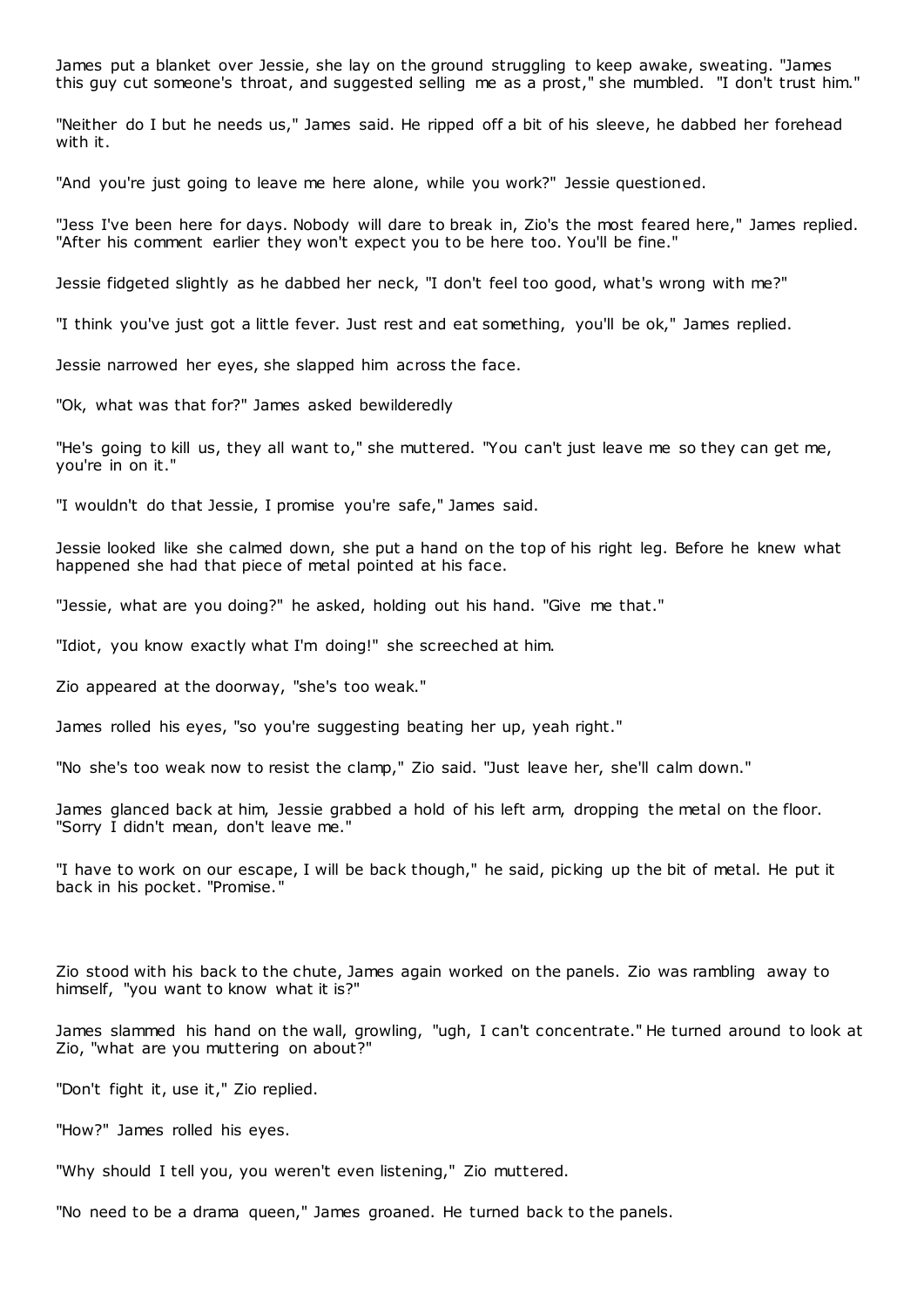James put a blanket over Jessie, she lay on the ground struggling to keep awake, sweating. "James this guy cut someone's throat, and suggested selling me as a prost," she mumbled. "I don't trust him."

"Neither do I but he needs us," James said. He ripped off a bit of his sleeve, he dabbed her forehead with it.

"And you're just going to leave me here alone, while you work?" Jessie questioned.

"Jess I've been here for days. Nobody will dare to break in, Zio's the most feared here," James replied. "After his comment earlier they won't expect you to be here too. You'll be fine."

Jessie fidgeted slightly as he dabbed her neck, "I don't feel too good, what's wrong with me?"

"I think you've just got a little fever. Just rest and eat something, you'll be ok," James replied.

Jessie narrowed her eyes, she slapped him across the face.

"Ok, what was that for?" James asked bewilderedly

"He's going to kill us, they all want to," she muttered. "You can't just leave me so they can get me, you're in on it."

"I wouldn't do that Jessie, I promise you're safe," James said.

Jessie looked like she calmed down, she put a hand on the top of his right leg. Before he knew what happened she had that piece of metal pointed at his face.

"Jessie, what are you doing?" he asked, holding out his hand. "Give me that."

"Idiot, you know exactly what I'm doing!" she screeched at him.

Zio appeared at the doorway, "she's too weak."

James rolled his eyes, "so you're suggesting beating her up, yeah right."

"No she's too weak now to resist the clamp," Zio said. "Just leave her, she'll calm down."

James glanced back at him, Jessie grabbed a hold of his left arm, dropping the metal on the floor. "Sorry I didn't mean, don't leave me."

"I have to work on our escape, I will be back though," he said, picking up the bit of metal. He put it back in his pocket. "Promise."

Zio stood with his back to the chute, James again worked on the panels. Zio was rambling away to himself, "you want to know what it is?"

James slammed his hand on the wall, growling, "ugh, I can't concentrate." He turned around to look at Zio, "what are you muttering on about?"

"Don't fight it, use it," Zio replied.

"How?" James rolled his eyes.

"Why should I tell you, you weren't even listening," Zio muttered.

"No need to be a drama queen," James groaned. He turned back to the panels.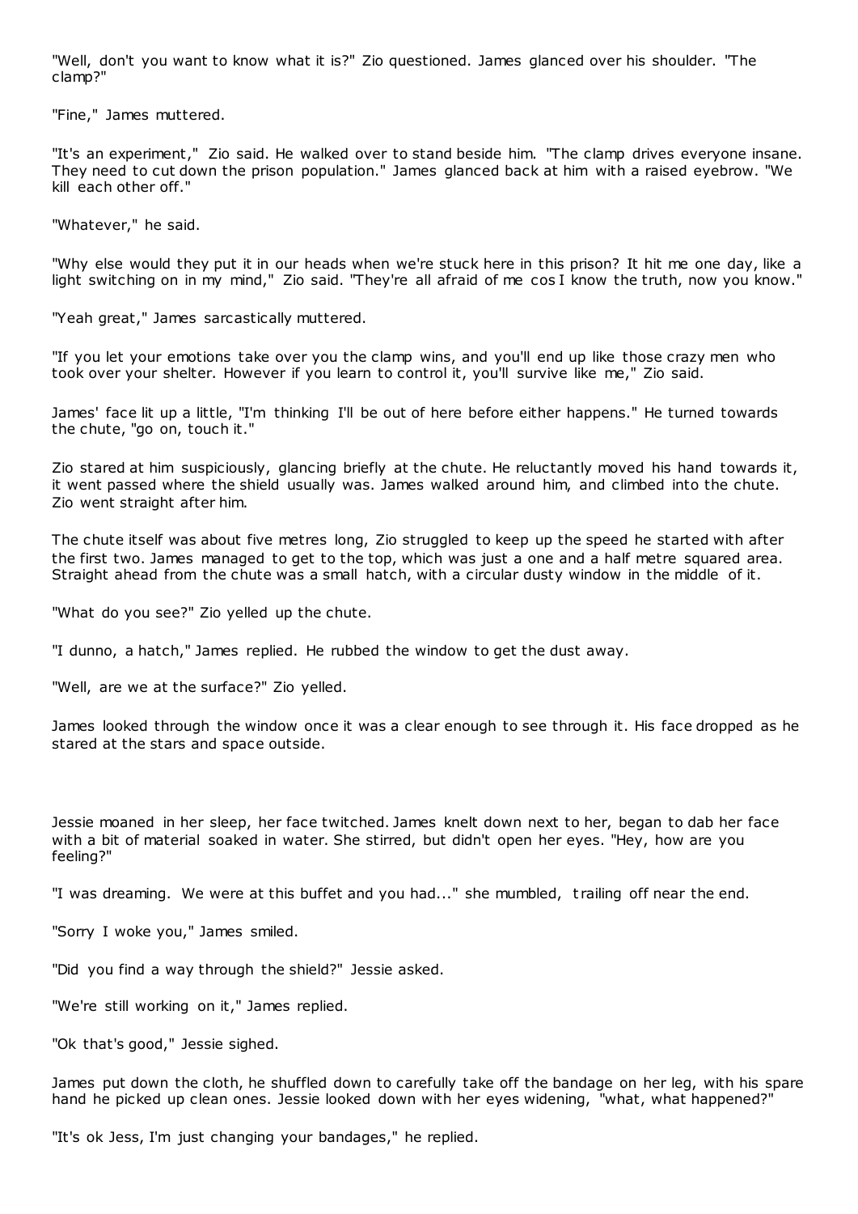"Well, don't you want to know what it is?" Zio questioned. James glanced over his shoulder. "The clamp?"

"Fine," James muttered.

"It's an experiment," Zio said. He walked over to stand beside him. "The clamp drives everyone insane. They need to cut down the prison population." James glanced back at him with a raised eyebrow. "We kill each other off."

"Whatever," he said.

"Why else would they put it in our heads when we're stuck here in this prison? It hit me one day, like a light switching on in my mind," Zio said. "They're all afraid of me cos I know the truth, now you know."

"Yeah great," James sarcastically muttered.

"If you let your emotions take over you the clamp wins, and you'll end up like those crazy men who took over your shelter. However if you learn to control it, you'll survive like me," Zio said.

James' face lit up a little, "I'm thinking I'll be out of here before either happens." He turned towards the chute, "go on, touch it."

Zio stared at him suspiciously, glancing briefly at the chute. He reluctantly moved his hand towards it, it went passed where the shield usually was. James walked around him, and climbed into the chute. Zio went straight after him.

The chute itself was about five metres long, Zio struggled to keep up the speed he started with after the first two. James managed to get to the top, which was just a one and a half metre squared area. Straight ahead from the chute was a small hatch, with a circular dusty window in the middle of it.

"What do you see?" Zio yelled up the chute.

"I dunno, a hatch," James replied. He rubbed the window to get the dust away.

"Well, are we at the surface?" Zio yelled.

James looked through the window once it was a clear enough to see through it. His face dropped as he stared at the stars and space outside.

Jessie moaned in her sleep, her face twitched. James knelt down next to her, began to dab her face with a bit of material soaked in water. She stirred, but didn't open her eyes. "Hey, how are you feeling?"

"I was dreaming. We were at this buffet and you had..." she mumbled, trailing off near the end.

"Sorry I woke you," James smiled.

"Did you find a way through the shield?" Jessie asked.

"We're still working on it," James replied.

"Ok that's good," Jessie sighed.

James put down the cloth, he shuffled down to carefully take off the bandage on her leg, with his spare hand he picked up clean ones. Jessie looked down with her eyes widening, "what, what happened?"

"It's ok Jess, I'm just changing your bandages," he replied.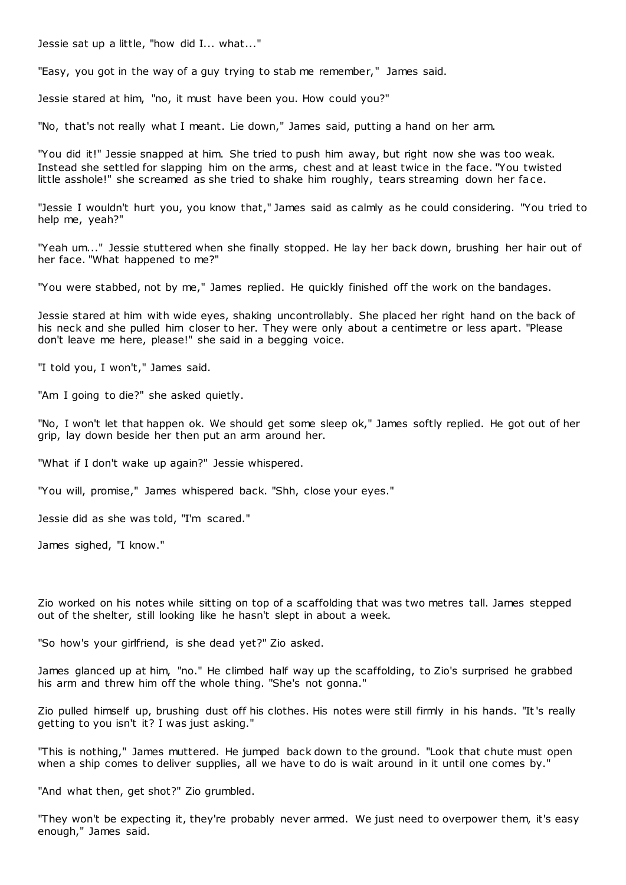Jessie sat up a little, "how did I... what..."

"Easy, you got in the way of a guy trying to stab me remember," James said.

Jessie stared at him, "no, it must have been you. How could you?"

"No, that's not really what I meant. Lie down," James said, putting a hand on her arm.

"You did it!" Jessie snapped at him. She tried to push him away, but right now she was too weak. Instead she settled for slapping him on the arms, chest and at least twice in the face. "You twisted little asshole!" she screamed as she tried to shake him roughly, tears streaming down her face.

"Jessie I wouldn't hurt you, you know that," James said as calmly as he could considering. "You tried to help me, yeah?"

"Yeah um..." Jessie stuttered when she finally stopped. He lay her back down, brushing her hair out of her face. "What happened to me?"

"You were stabbed, not by me," James replied. He quickly finished off the work on the bandages.

Jessie stared at him with wide eyes, shaking uncontrollably. She placed her right hand on the back of his neck and she pulled him closer to her. They were only about a centimetre or less apart. "Please don't leave me here, please!" she said in a begging voice.

"I told you, I won't," James said.

"Am I going to die?" she asked quietly.

"No, I won't let that happen ok. We should get some sleep ok," James softly replied. He got out of her grip, lay down beside her then put an arm around her.

"What if I don't wake up again?" Jessie whispered.

"You will, promise," James whispered back. "Shh, close your eyes."

Jessie did as she was told, "I'm scared."

James sighed, "I know."

Zio worked on his notes while sitting on top of a scaffolding that was two metres tall. James stepped out of the shelter, still looking like he hasn't slept in about a week.

"So how's your girlfriend, is she dead yet?" Zio asked.

James glanced up at him, "no." He climbed half way up the scaffolding, to Zio's surprised he grabbed his arm and threw him off the whole thing. "She's not gonna."

Zio pulled himself up, brushing dust off his clothes. His notes were still firmly in his hands. "It's really getting to you isn't it? I was just asking."

"This is nothing," James muttered. He jumped back down to the ground. "Look that chute must open when a ship comes to deliver supplies, all we have to do is wait around in it until one comes by."

"And what then, get shot?" Zio grumbled.

"They won't be expecting it, they're probably never armed. We just need to overpower them, it's easy enough," James said.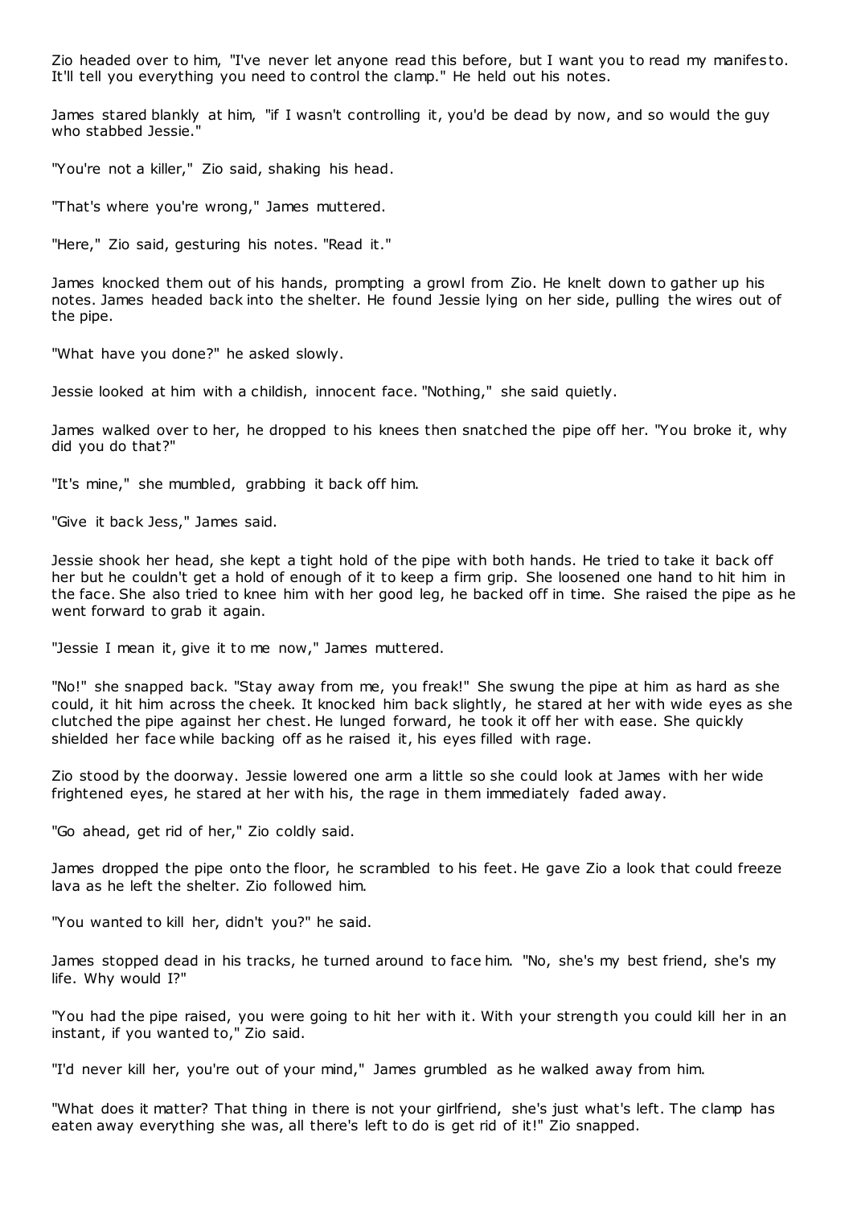Zio headed over to him, "I've never let anyone read this before, but I want you to read my manifesto. It'll tell you everything you need to control the clamp." He held out his notes.

James stared blankly at him, "if I wasn't controlling it, you'd be dead by now, and so would the guy who stabbed Jessie."

"You're not a killer," Zio said, shaking his head.

"That's where you're wrong," James muttered.

"Here," Zio said, gesturing his notes. "Read it."

James knocked them out of his hands, prompting a growl from Zio. He knelt down to gather up his notes. James headed back into the shelter. He found Jessie lying on her side, pulling the wires out of the pipe.

"What have you done?" he asked slowly.

Jessie looked at him with a childish, innocent face. "Nothing," she said quietly.

James walked over to her, he dropped to his knees then snatched the pipe off her. "You broke it, why did you do that?"

"It's mine," she mumbled, grabbing it back off him.

"Give it back Jess," James said.

Jessie shook her head, she kept a tight hold of the pipe with both hands. He tried to take it back off her but he couldn't get a hold of enough of it to keep a firm grip. She loosened one hand to hit him in the face. She also tried to knee him with her good leg, he backed off in time. She raised the pipe as he went forward to grab it again.

"Jessie I mean it, give it to me now," James muttered.

"No!" she snapped back. "Stay away from me, you freak!" She swung the pipe at him as hard as she could, it hit him across the cheek. It knocked him back slightly, he stared at her with wide eyes as she clutched the pipe against her chest. He lunged forward, he took it off her with ease. She quickly shielded her face while backing off as he raised it, his eyes filled with rage.

Zio stood by the doorway. Jessie lowered one arm a little so she could look at James with her wide frightened eyes, he stared at her with his, the rage in them immediately faded away.

"Go ahead, get rid of her," Zio coldly said.

James dropped the pipe onto the floor, he scrambled to his feet. He gave Zio a look that could freeze lava as he left the shelter. Zio followed him.

"You wanted to kill her, didn't you?" he said.

James stopped dead in his tracks, he turned around to face him. "No, she's my best friend, she's my life. Why would I?"

"You had the pipe raised, you were going to hit her with it. With your strength you could kill her in an instant, if you wanted to," Zio said.

"I'd never kill her, you're out of your mind," James grumbled as he walked away from him.

"What does it matter? That thing in there is not your girlfriend, she's just what's left. The clamp has eaten away everything she was, all there's left to do is get rid of it!" Zio snapped.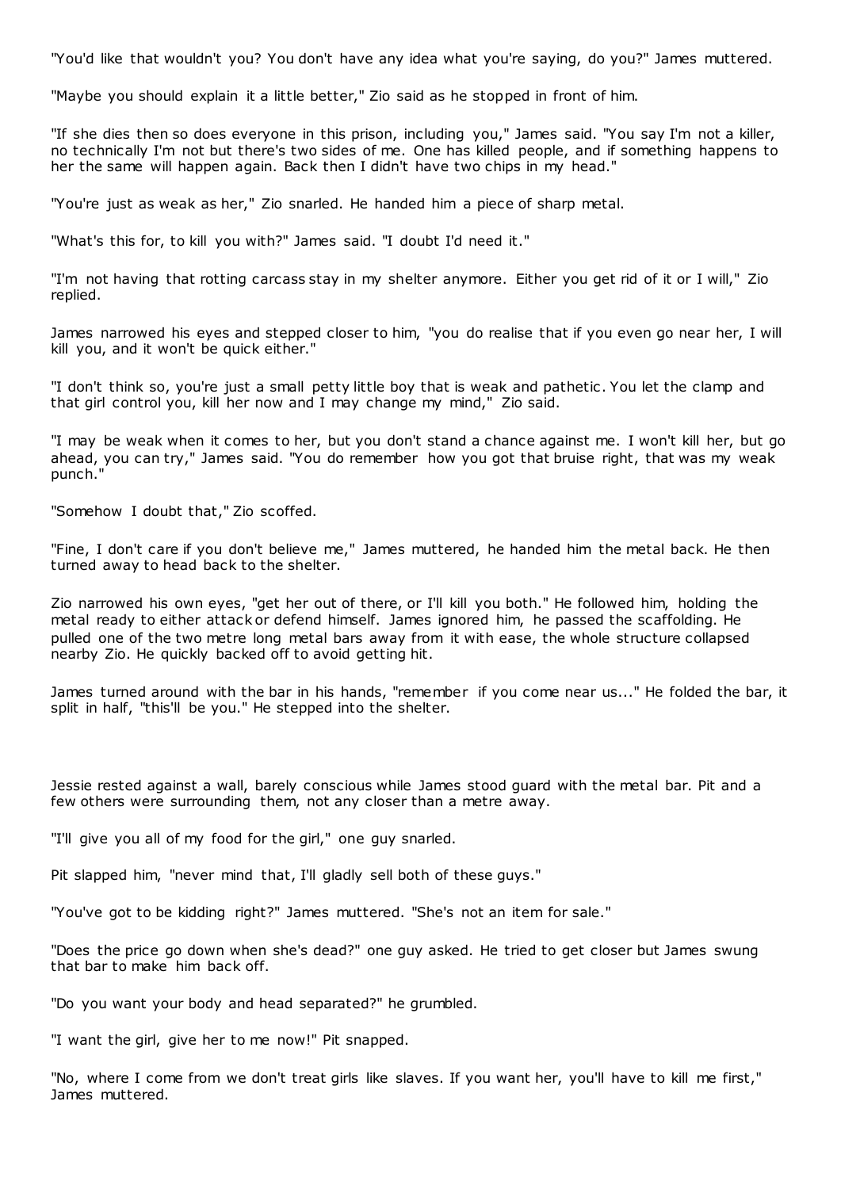"You'd like that wouldn't you? You don't have any idea what you're saying, do you?" James muttered.

"Maybe you should explain it a little better," Zio said as he stopped in front of him.

"If she dies then so does everyone in this prison, including you," James said. "You say I'm not a killer, no technically I'm not but there's two sides of me. One has killed people, and if something happens to her the same will happen again. Back then I didn't have two chips in my head."

"You're just as weak as her," Zio snarled. He handed him a piece of sharp metal.

"What's this for, to kill you with?" James said. "I doubt I'd need it."

"I'm not having that rotting carcass stay in my shelter anymore. Either you get rid of it or I will," Zio replied.

James narrowed his eyes and stepped closer to him, "you do realise that if you even go near her, I will kill you, and it won't be quick either."

"I don't think so, you're just a small petty little boy that is weak and pathetic. You let the clamp and that girl control you, kill her now and I may change my mind," Zio said.

"I may be weak when it comes to her, but you don't stand a chance against me. I won't kill her, but go ahead, you can try," James said. "You do remember how you got that bruise right, that was my weak punch."

"Somehow I doubt that," Zio scoffed.

"Fine, I don't care if you don't believe me," James muttered, he handed him the metal back. He then turned away to head back to the shelter.

Zio narrowed his own eyes, "get her out of there, or I'll kill you both." He followed him, holding the metal ready to either attack or defend himself. James ignored him, he passed the scaffolding. He pulled one of the two metre long metal bars away from it with ease, the whole structure collapsed nearby Zio. He quickly backed off to avoid getting hit.

James turned around with the bar in his hands, "remember if you come near us..." He folded the bar, it split in half, "this'll be you." He stepped into the shelter.

Jessie rested against a wall, barely conscious while James stood guard with the metal bar. Pit and a few others were surrounding them, not any closer than a metre away.

"I'll give you all of my food for the girl," one guy snarled.

Pit slapped him, "never mind that, I'll gladly sell both of these guys."

"You've got to be kidding right?" James muttered. "She's not an item for sale."

"Does the price go down when she's dead?" one guy asked. He tried to get closer but James swung that bar to make him back off.

"Do you want your body and head separated?" he grumbled.

"I want the girl, give her to me now!" Pit snapped.

"No, where I come from we don't treat girls like slaves. If you want her, you'll have to kill me first," James muttered.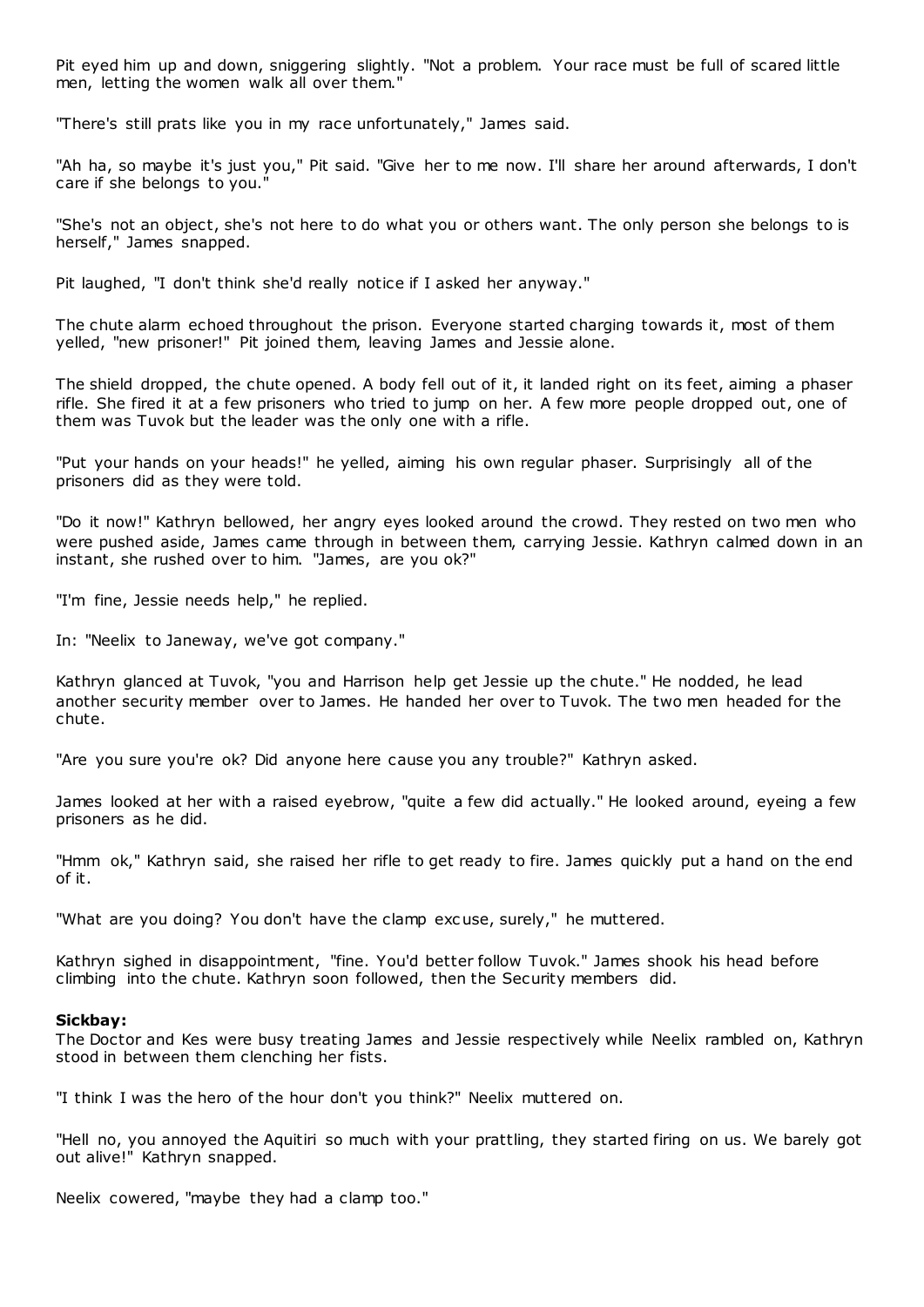Pit eyed him up and down, sniggering slightly. "Not a problem. Your race must be full of scared little men, letting the women walk all over them."

"There's still prats like you in my race unfortunately," James said.

"Ah ha, so maybe it's just you," Pit said. "Give her to me now. I'll share her around afterwards, I don't care if she belongs to you."

"She's not an object, she's not here to do what you or others want. The only person she belongs to is herself," James snapped.

Pit laughed, "I don't think she'd really notice if I asked her anyway."

The chute alarm echoed throughout the prison. Everyone started charging towards it, most of them yelled, "new prisoner!" Pit joined them, leaving James and Jessie alone.

The shield dropped, the chute opened. A body fell out of it, it landed right on its feet, aiming a phaser rifle. She fired it at a few prisoners who tried to jump on her. A few more people dropped out, one of them was Tuvok but the leader was the only one with a rifle.

"Put your hands on your heads!" he yelled, aiming his own regular phaser. Surprisingly all of the prisoners did as they were told.

"Do it now!" Kathryn bellowed, her angry eyes looked around the crowd. They rested on two men who were pushed aside, James came through in between them, carrying Jessie. Kathryn calmed down in an instant, she rushed over to him. "James, are you ok?"

"I'm fine, Jessie needs help," he replied.

In: "Neelix to Janeway, we've got company."

Kathryn glanced at Tuvok, "you and Harrison help get Jessie up the chute." He nodded, he lead another security member over to James. He handed her over to Tuvok. The two men headed for the chute.

"Are you sure you're ok? Did anyone here cause you any trouble?" Kathryn asked.

James looked at her with a raised eyebrow, "quite a few did actually." He looked around, eyeing a few prisoners as he did.

"Hmm ok," Kathryn said, she raised her rifle to get ready to fire. James quickly put a hand on the end of it.

"What are you doing? You don't have the clamp excuse, surely," he muttered.

Kathryn sighed in disappointment, "fine. You'd better follow Tuvok." James shook his head before climbing into the chute. Kathryn soon followed, then the Security members did.

**Sickbay:**
The Doctor and Kes were busy treating James and Jessie respectively while Neelix rambled on, Kathryn stood in between them clenching her fists.

"I think I was the hero of the hour don't you think?" Neelix muttered on.

"Hell no, you annoyed the Aquitiri so much with your prattling, they started firing on us. We barely got out alive!" Kathryn snapped.

Neelix cowered, "maybe they had a clamp too."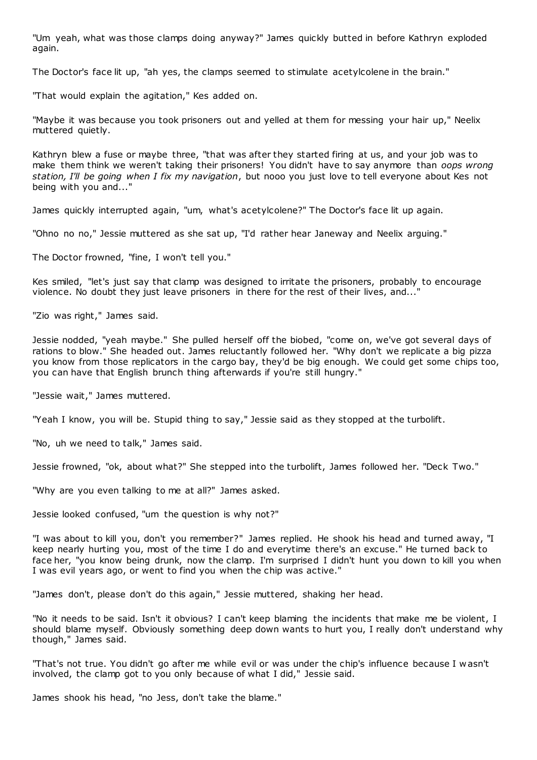"Um yeah, what was those clamps doing anyway?" James quickly butted in before Kathryn exploded again.

The Doctor's face lit up, "ah yes, the clamps seemed to stimulate acetylcolene in the brain."

"That would explain the agitation," Kes added on.

"Maybe it was because you took prisoners out and yelled at them for messing your hair up," Neelix muttered quietly.

Kathryn blew a fuse or maybe three, "that was after they started firing at us, and your job was to make them think we weren't taking their prisoners! You didn't have to say anymore than *oops wrong station, I'll be going when I fix my navigation*, but nooo you just love to tell everyone about Kes not being with you and..."

James quickly interrupted again, "um, what's acetylcolene?" The Doctor's face lit up again.

"Ohno no no," Jessie muttered as she sat up, "I'd rather hear Janeway and Neelix arguing."

The Doctor frowned, "fine, I won't tell you."

Kes smiled, "let's just say that clamp was designed to irritate the prisoners, probably to encourage violence. No doubt they just leave prisoners in there for the rest of their lives, and..."

"Zio was right," James said.

Jessie nodded, "yeah maybe." She pulled herself off the biobed, "come on, we've got several days of rations to blow." She headed out. James reluctantly followed her. "Why don't we replicate a big pizza you know from those replicators in the cargo bay, they'd be big enough. We could get some chips too, you can have that English brunch thing afterwards if you're still hungry."

"Jessie wait," James muttered.

"Yeah I know, you will be. Stupid thing to say," Jessie said as they stopped at the turbolift.

"No, uh we need to talk," James said.

Jessie frowned, "ok, about what?" She stepped into the turbolift, James followed her. "Deck Two."

"Why are you even talking to me at all?" James asked.

Jessie looked confused, "um the question is why not?"

"I was about to kill you, don't you remember?" James replied. He shook his head and turned away, "I keep nearly hurting you, most of the time I do and everytime there's an excuse." He turned back to face her, "you know being drunk, now the clamp. I'm surprised I didn't hunt you down to kill you when I was evil years ago, or went to find you when the chip was active."

"James don't, please don't do this again," Jessie muttered, shaking her head.

"No it needs to be said. Isn't it obvious? I can't keep blaming the incidents that make me be violent, I should blame myself. Obviously something deep down wants to hurt you, I really don't understand why though," James said.

"That's not true. You didn't go after me while evil or was under the chip's influence because I wasn't involved, the clamp got to you only because of what I did," Jessie said.

James shook his head, "no Jess, don't take the blame."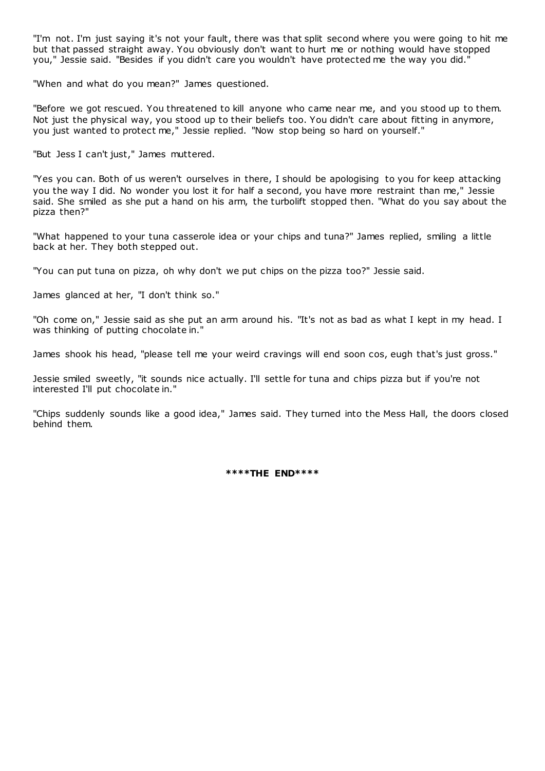"I'm not. I'm just saying it's not your fault, there was that split second where you were going to hit me but that passed straight away. You obviously don't want to hurt me or nothing would have stopped you," Jessie said. "Besides if you didn't care you wouldn't have protected me the way you did."

"When and what do you mean?" James questioned.

"Before we got rescued. You threatened to kill anyone who came near me, and you stood up to them. Not just the physical way, you stood up to their beliefs too. You didn't care about fitting in anymore, you just wanted to protect me," Jessie replied. "Now stop being so hard on yourself."

"But Jess I can't just," James muttered.

"Yes you can. Both of us weren't ourselves in there, I should be apologising to you for keep attacking you the way I did. No wonder you lost it for half a second, you have more restraint than me," Jessie said. She smiled as she put a hand on his arm, the turbolift stopped then. "What do you say about the pizza then?"

"What happened to your tuna casserole idea or your chips and tuna?" James replied, smiling a little back at her. They both stepped out.

"You can put tuna on pizza, oh why don't we put chips on the pizza too?" Jessie said.

James glanced at her, "I don't think so."

"Oh come on," Jessie said as she put an arm around his. "It's not as bad as what I kept in my head. I was thinking of putting chocolate in."

James shook his head, "please tell me your weird cravings will end soon cos, eugh that's just gross."

Jessie smiled sweetly, "it sounds nice actually. I'll settle for tuna and chips pizza but if you're not interested I'll put chocolate in."

"Chips suddenly sounds like a good idea," James said. They turned into the Mess Hall, the doors closed behind them.

**\*\*\*\*THE END\*\*\*\***